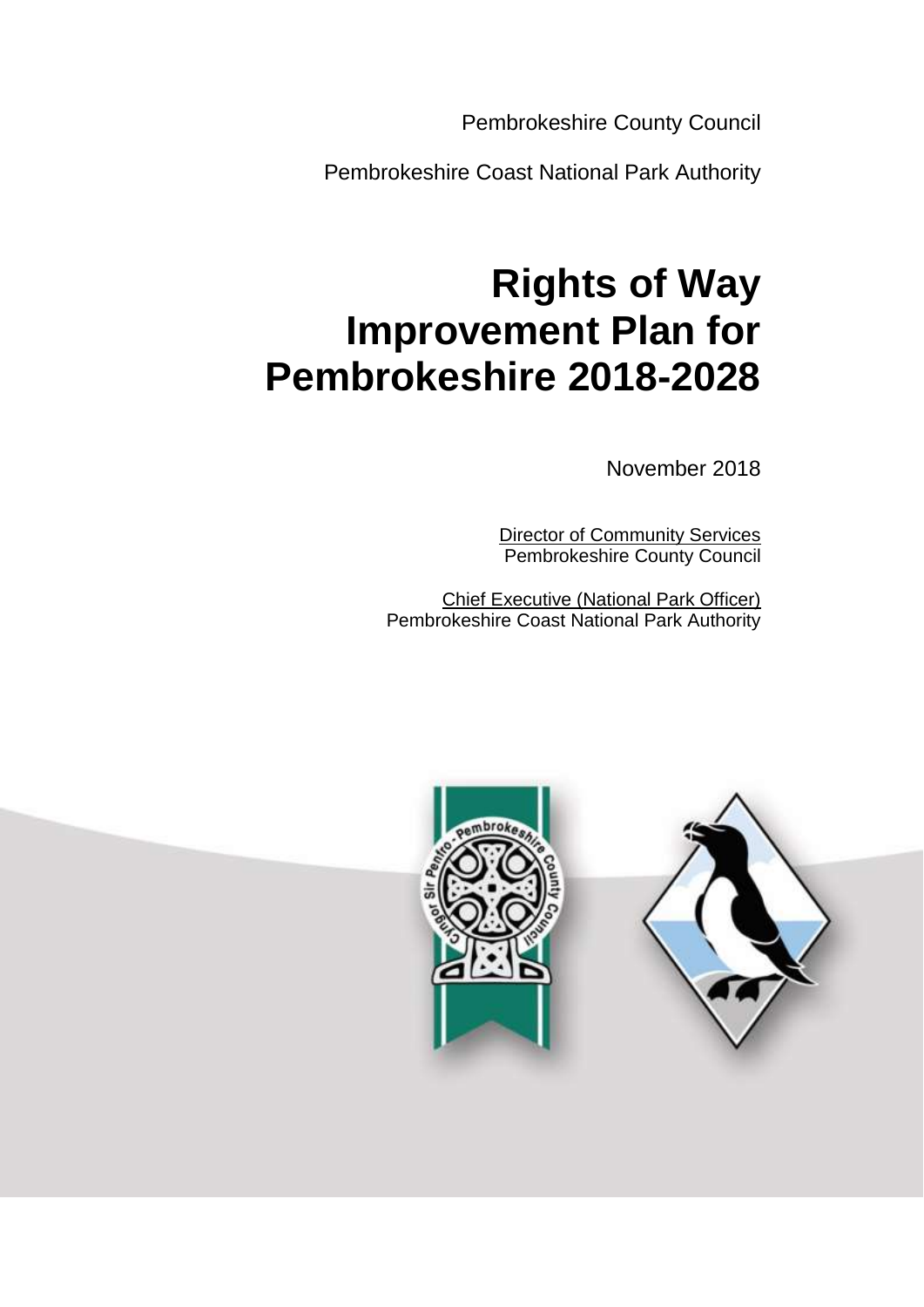Pembrokeshire County Council

Pembrokeshire Coast National Park Authority

# Rights of Way Improvement Plan for Pembrokeshire 2018-2028

November 2018

Director of Community Services
Pembrokeshire County Council

Chief Executive (National Park Officer)
Pembrokeshire Coast National Park Authority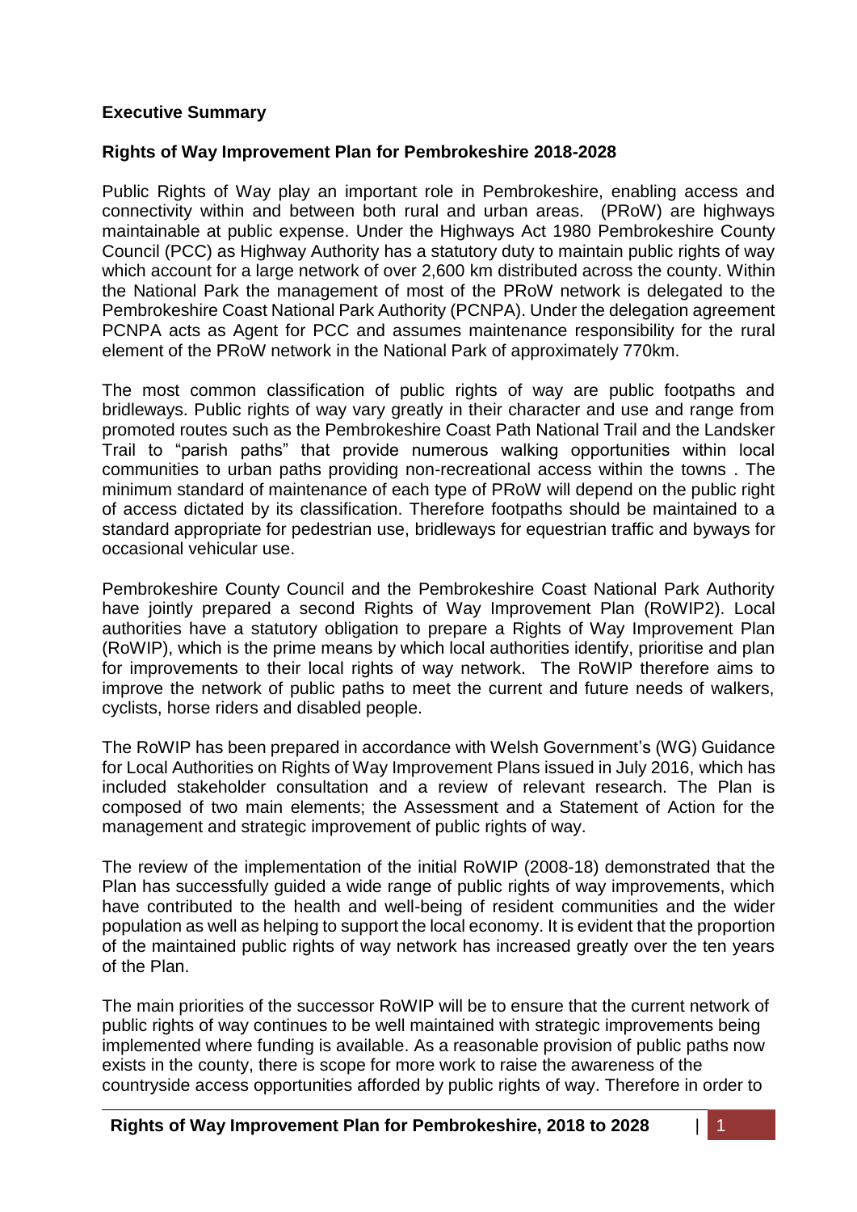**Executive Summary**

**Rights of Way Improvement Plan for Pembrokeshire 2018-2028**

Public Rights of Way play an important role in Pembrokeshire, enabling access and connectivity within and between both rural and urban areas. (PRoW) are highways maintainable at public expense. Under the Highways Act 1980 Pembrokeshire County Council (PCC) as Highway Authority has a statutory duty to maintain public rights of way which account for a large network of over 2,600 km distributed across the county. Within the National Park the management of most of the PRoW network is delegated to the Pembrokeshire Coast National Park Authority (PCNPA). Under the delegation agreement PCNPA acts as Agent for PCC and assumes maintenance responsibility for the rural element of the PRoW network in the National Park of approximately 770km.

The most common classification of public rights of way are public footpaths and bridleways. Public rights of way vary greatly in their character and use and range from promoted routes such as the Pembrokeshire Coast Path National Trail and the Landsker Trail to "parish paths" that provide numerous walking opportunities within local communities to urban paths providing non-recreational access within the towns . The minimum standard of maintenance of each type of PRoW will depend on the public right of access dictated by its classification. Therefore footpaths should be maintained to a standard appropriate for pedestrian use, bridleways for equestrian traffic and byways for occasional vehicular use.

Pembrokeshire County Council and the Pembrokeshire Coast National Park Authority have jointly prepared a second Rights of Way Improvement Plan (RoWIP2). Local authorities have a statutory obligation to prepare a Rights of Way Improvement Plan (RoWIP), which is the prime means by which local authorities identify, prioritise and plan for improvements to their local rights of way network. The RoWIP therefore aims to improve the network of public paths to meet the current and future needs of walkers, cyclists, horse riders and disabled people.

The RoWIP has been prepared in accordance with Welsh Government's (WG) Guidance for Local Authorities on Rights of Way Improvement Plans issued in July 2016, which has included stakeholder consultation and a review of relevant research. The Plan is composed of two main elements; the Assessment and a Statement of Action for the management and strategic improvement of public rights of way.

The review of the implementation of the initial RoWIP (2008-18) demonstrated that the Plan has successfully guided a wide range of public rights of way improvements, which have contributed to the health and well-being of resident communities and the wider population as well as helping to support the local economy. It is evident that the proportion of the maintained public rights of way network has increased greatly over the ten years of the Plan.

The main priorities of the successor RoWIP will be to ensure that the current network of public rights of way continues to be well maintained with strategic improvements being implemented where funding is available. As a reasonable provision of public paths now exists in the county, there is scope for more work to raise the awareness of the countryside access opportunities afforded by public rights of way. Therefore in order to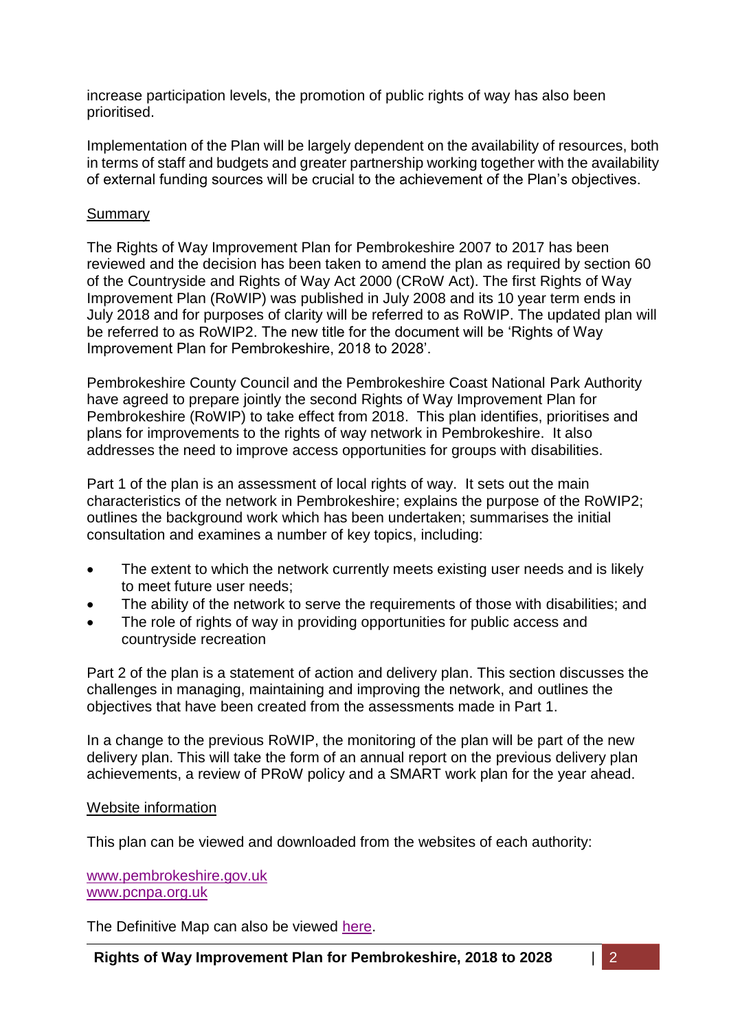increase participation levels, the promotion of public rights of way has also been prioritised.

Implementation of the Plan will be largely dependent on the availability of resources, both in terms of staff and budgets and greater partnership working together with the availability of external funding sources will be crucial to the achievement of the Plan's objectives.

## Summary

The Rights of Way Improvement Plan for Pembrokeshire 2007 to 2017 has been reviewed and the decision has been taken to amend the plan as required by section 60 of the Countryside and Rights of Way Act 2000 (CRoW Act). The first Rights of Way Improvement Plan (RoWIP) was published in July 2008 and its 10 year term ends in July 2018 and for purposes of clarity will be referred to as RoWIP. The updated plan will be referred to as RoWIP2. The new title for the document will be 'Rights of Way Improvement Plan for Pembrokeshire, 2018 to 2028'.

Pembrokeshire County Council and the Pembrokeshire Coast National Park Authority have agreed to prepare jointly the second Rights of Way Improvement Plan for Pembrokeshire (RoWIP) to take effect from 2018. This plan identifies, prioritises and plans for improvements to the rights of way network in Pembrokeshire. It also addresses the need to improve access opportunities for groups with disabilities.

Part 1 of the plan is an assessment of local rights of way. It sets out the main characteristics of the network in Pembrokeshire; explains the purpose of the RoWIP2; outlines the background work which has been undertaken; summarises the initial consultation and examines a number of key topics, including:

- The extent to which the network currently meets existing user needs and is likely to meet future user needs;
- The ability of the network to serve the requirements of those with disabilities; and
- The role of rights of way in providing opportunities for public access and countryside recreation

Part 2 of the plan is a statement of action and delivery plan. This section discusses the challenges in managing, maintaining and improving the network, and outlines the objectives that have been created from the assessments made in Part 1.

In a change to the previous RoWIP, the monitoring of the plan will be part of the new delivery plan. This will take the form of an annual report on the previous delivery plan achievements, a review of PRoW policy and a SMART work plan for the year ahead.

## Website information

This plan can be viewed and downloaded from the websites of each authority:

www.pembrokeshire.gov.uk
www.pcnpa.org.uk

The Definitive Map can also be viewed here.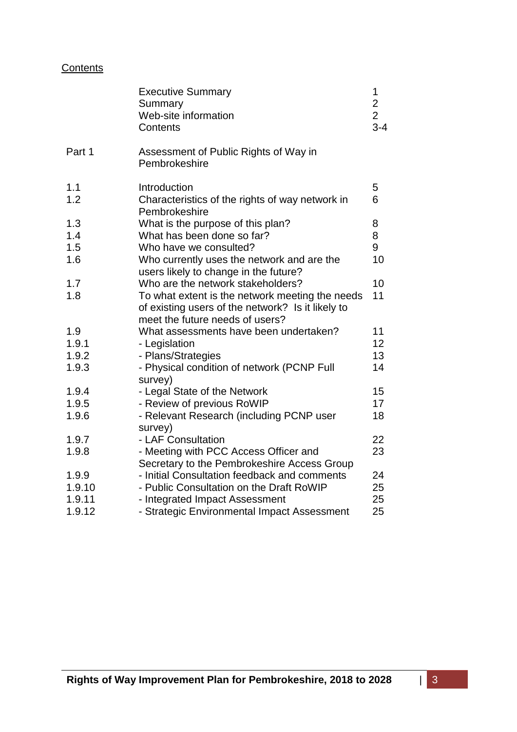Contents

| | | |
|---|---|---|
| | Executive Summary | 1 |
| | Summary | 2 |
| | Web-site information | 2 |
| | Contents | 3-4 |
| Part 1 | Assessment of Public Rights of Way in Pembrokeshire | |
| 1.1 | Introduction | 5 |
| 1.2 | Characteristics of the rights of way network in Pembrokeshire | 6 |
| 1.3 | What is the purpose of this plan? | 8 |
| 1.4 | What has been done so far? | 8 |
| 1.5 | Who have we consulted? | 9 |
| 1.6 | Who currently uses the network and are the users likely to change in the future? | 10 |
| 1.7 | Who are the network stakeholders? | 10 |
| 1.8 | To what extent is the network meeting the needs of existing users of the network? Is it likely to meet the future needs of users? | 11 |
| 1.9 | What assessments have been undertaken? | 11 |
| 1.9.1 | - Legislation | 12 |
| 1.9.2 | - Plans/Strategies | 13 |
| 1.9.3 | - Physical condition of network (PCNP Full survey) | 14 |
| 1.9.4 | - Legal State of the Network | 15 |
| 1.9.5 | - Review of previous RoWIP | 17 |
| 1.9.6 | - Relevant Research (including PCNP user survey) | 18 |
| 1.9.7 | - LAF Consultation | 22 |
| 1.9.8 | - Meeting with PCC Access Officer and Secretary to the Pembrokeshire Access Group | 23 |
| 1.9.9 | - Initial Consultation feedback and comments | 24 |
| 1.9.10 | - Public Consultation on the Draft RoWIP | 25 |
| 1.9.11 | - Integrated Impact Assessment | 25 |
| 1.9.12 | - Strategic Environmental Impact Assessment | 25 |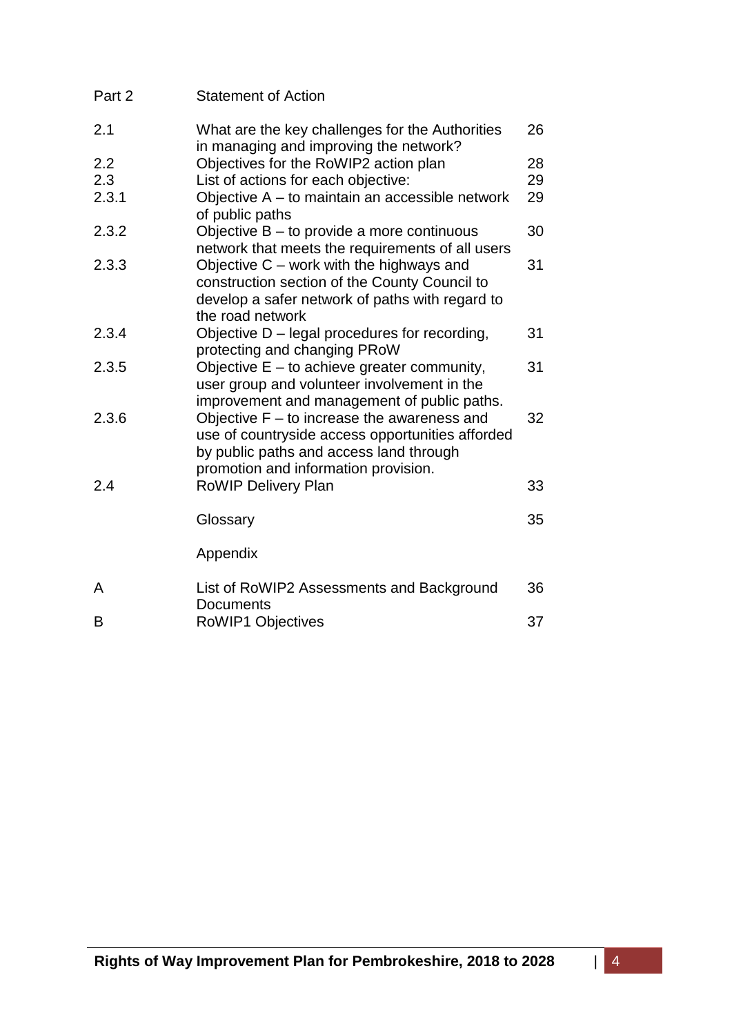| | | |
|---|---|---|
| Part 2 | Statement of Action | |
| 2.1 | What are the key challenges for the Authorities in managing and improving the network? | 26 |
| 2.2 | Objectives for the RoWIP2 action plan | 28 |
| 2.3 | List of actions for each objective: | 29 |
| 2.3.1 | Objective A – to maintain an accessible network of public paths | 29 |
| 2.3.2 | Objective B – to provide a more continuous network that meets the requirements of all users | 30 |
| 2.3.3 | Objective C – work with the highways and construction section of the County Council to develop a safer network of paths with regard to the road network | 31 |
| 2.3.4 | Objective D – legal procedures for recording, protecting and changing PRoW | 31 |
| 2.3.5 | Objective E – to achieve greater community, user group and volunteer involvement in the improvement and management of public paths. | 31 |
| 2.3.6 | Objective F – to increase the awareness and use of countryside access opportunities afforded by public paths and access land through promotion and information provision. | 32 |
| 2.4 | RoWIP Delivery Plan | 33 |
| | Glossary | 35 |
| | Appendix | |
| A | List of RoWIP2 Assessments and Background Documents | 36 |
| B | RoWIP1 Objectives | 37 |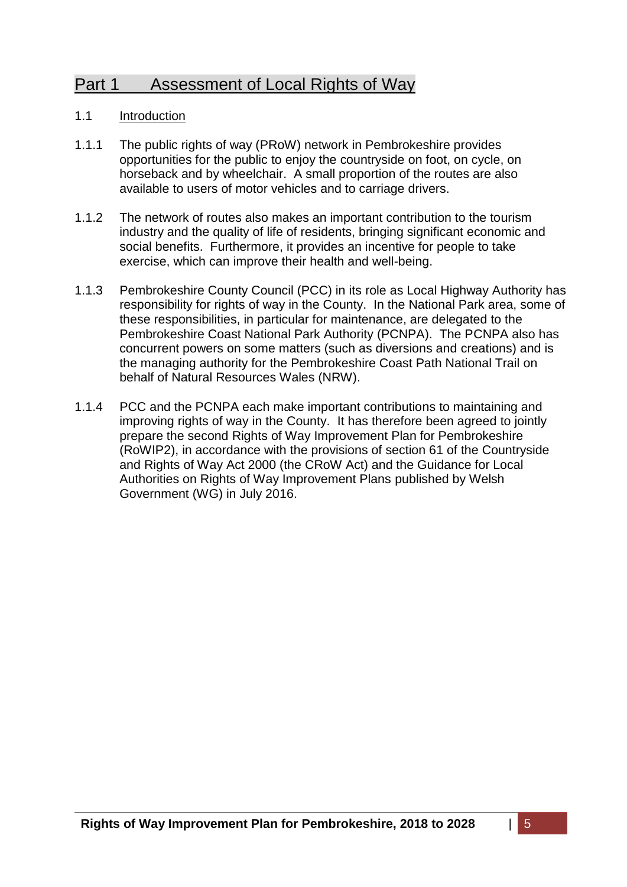# Part 1 Assessment of Local Rights of Way

## 1.1 Introduction

1.1.1 The public rights of way (PRoW) network in Pembrokeshire provides opportunities for the public to enjoy the countryside on foot, on cycle, on horseback and by wheelchair. A small proportion of the routes are also available to users of motor vehicles and to carriage drivers.

1.1.2 The network of routes also makes an important contribution to the tourism industry and the quality of life of residents, bringing significant economic and social benefits. Furthermore, it provides an incentive for people to take exercise, which can improve their health and well-being.

1.1.3 Pembrokeshire County Council (PCC) in its role as Local Highway Authority has responsibility for rights of way in the County. In the National Park area, some of these responsibilities, in particular for maintenance, are delegated to the Pembrokeshire Coast National Park Authority (PCNPA). The PCNPA also has concurrent powers on some matters (such as diversions and creations) and is the managing authority for the Pembrokeshire Coast Path National Trail on behalf of Natural Resources Wales (NRW).

1.1.4 PCC and the PCNPA each make important contributions to maintaining and improving rights of way in the County. It has therefore been agreed to jointly prepare the second Rights of Way Improvement Plan for Pembrokeshire (RoWIP2), in accordance with the provisions of section 61 of the Countryside and Rights of Way Act 2000 (the CRoW Act) and the Guidance for Local Authorities on Rights of Way Improvement Plans published by Welsh Government (WG) in July 2016.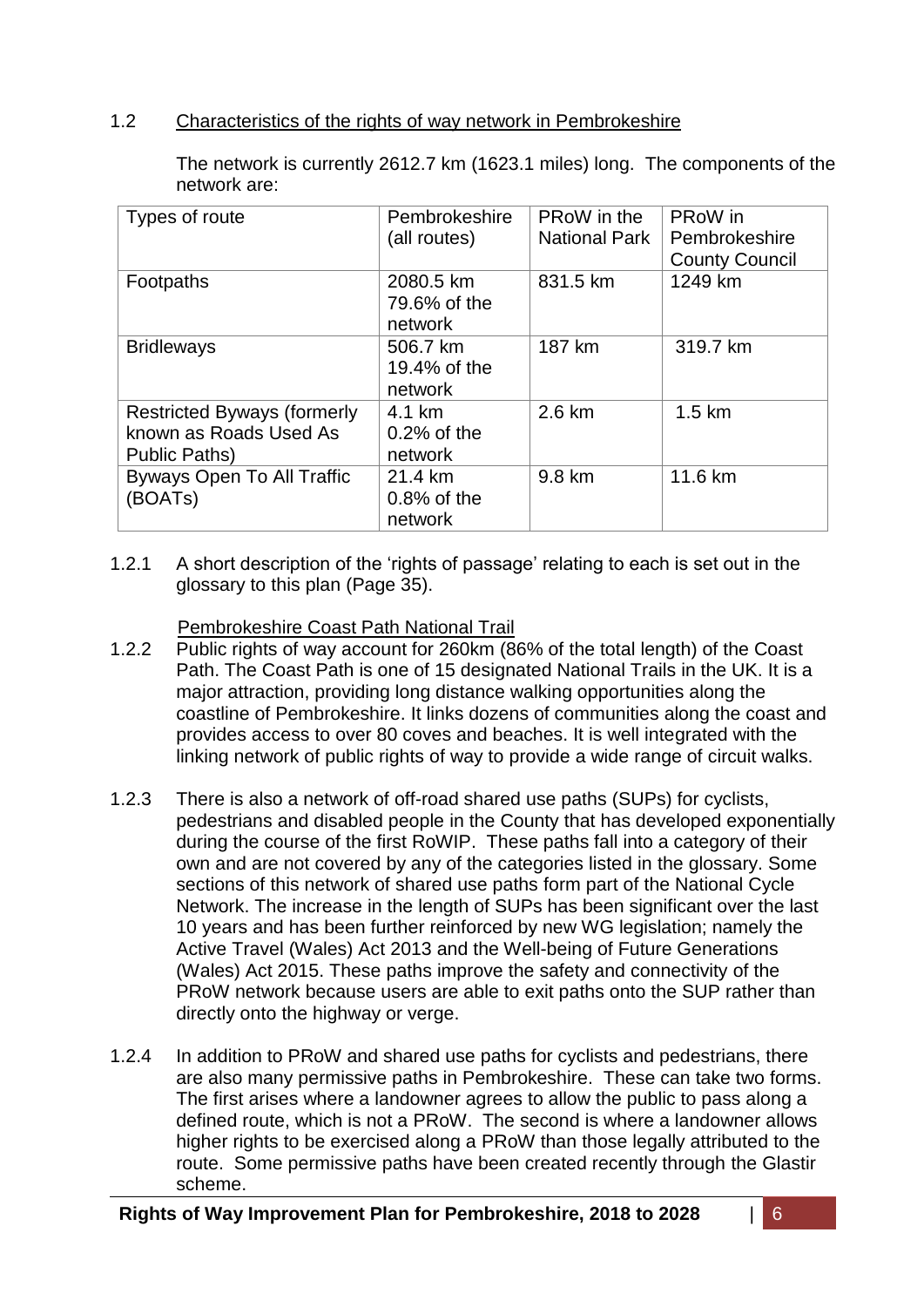## 1.2 Characteristics of the rights of way network in Pembrokeshire

The network is currently 2612.7 km (1623.1 miles) long. The components of the network are:

| Types of route | Pembrokeshire (all routes) | PRoW in the National Park | PRoW in Pembrokeshire County Council |
|---|---|---|---|
| Footpaths | 2080.5 km 79.6% of the network | 831.5 km | 1249 km |
| Bridleways | 506.7 km 19.4% of the network | 187 km | 319.7 km |
| Restricted Byways (formerly known as Roads Used As Public Paths) | 4.1 km 0.2% of the network | 2.6 km | 1.5 km |
| Byways Open To All Traffic (BOATs) | 21.4 km 0.8% of the network | 9.8 km | 11.6 km |

1.2.1 A short description of the 'rights of passage' relating to each is set out in the glossary to this plan (Page 35).

### Pembrokeshire Coast Path National Trail

1.2.2 Public rights of way account for 260km (86% of the total length) of the Coast Path. The Coast Path is one of 15 designated National Trails in the UK. It is a major attraction, providing long distance walking opportunities along the coastline of Pembrokeshire. It links dozens of communities along the coast and provides access to over 80 coves and beaches. It is well integrated with the linking network of public rights of way to provide a wide range of circuit walks.

1.2.3 There is also a network of off-road shared use paths (SUPs) for cyclists, pedestrians and disabled people in the County that has developed exponentially during the course of the first RoWIP. These paths fall into a category of their own and are not covered by any of the categories listed in the glossary. Some sections of this network of shared use paths form part of the National Cycle Network. The increase in the length of SUPs has been significant over the last 10 years and has been further reinforced by new WG legislation; namely the Active Travel (Wales) Act 2013 and the Well-being of Future Generations (Wales) Act 2015. These paths improve the safety and connectivity of the PRoW network because users are able to exit paths onto the SUP rather than directly onto the highway or verge.

1.2.4 In addition to PRoW and shared use paths for cyclists and pedestrians, there are also many permissive paths in Pembrokeshire. These can take two forms. The first arises where a landowner agrees to allow the public to pass along a defined route, which is not a PRoW. The second is where a landowner allows higher rights to be exercised along a PRoW than those legally attributed to the route. Some permissive paths have been created recently through the Glastir scheme.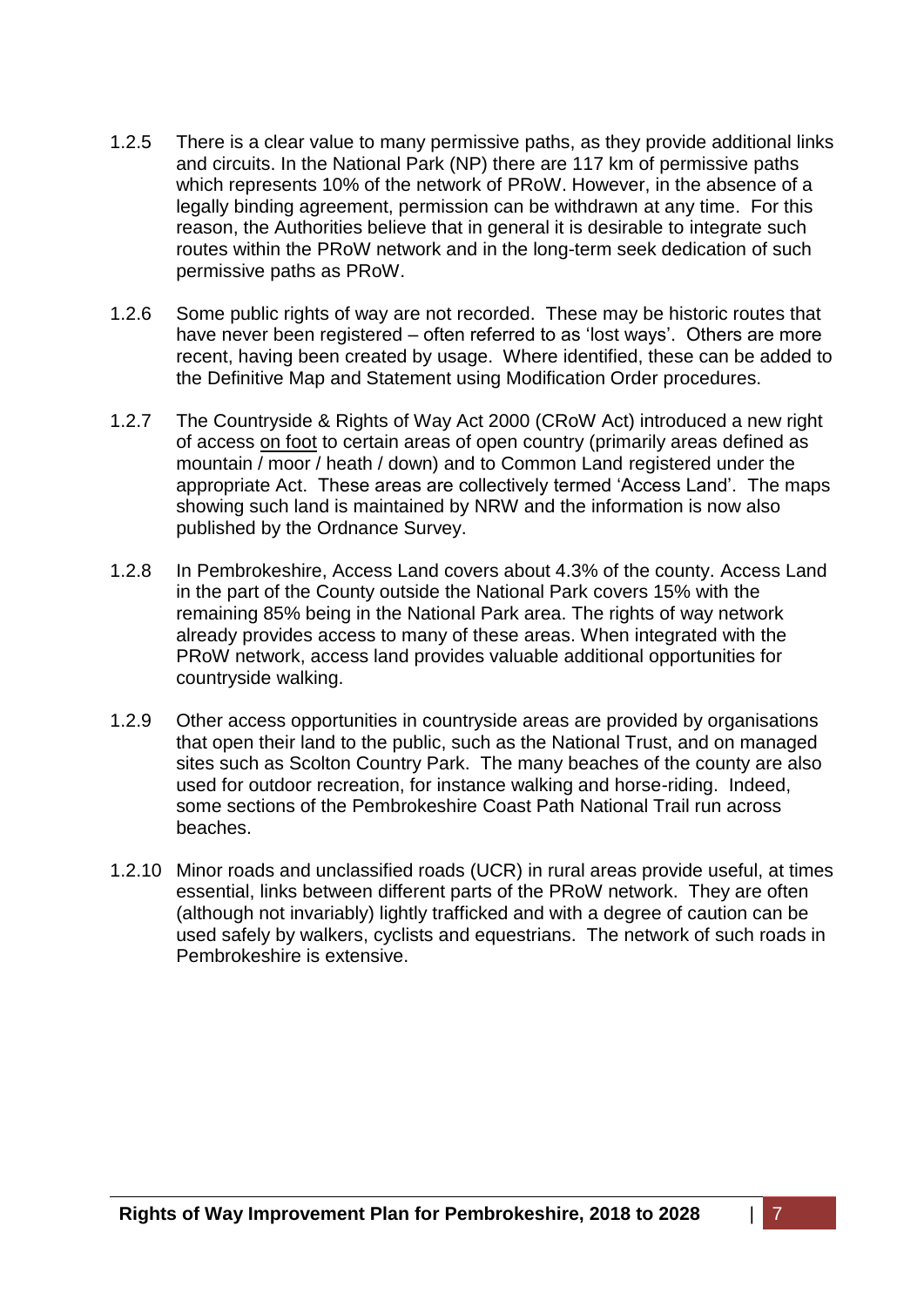1.2.5 There is a clear value to many permissive paths, as they provide additional links and circuits. In the National Park (NP) there are 117 km of permissive paths which represents 10% of the network of PRoW. However, in the absence of a legally binding agreement, permission can be withdrawn at any time. For this reason, the Authorities believe that in general it is desirable to integrate such routes within the PRoW network and in the long-term seek dedication of such permissive paths as PRoW.

1.2.6 Some public rights of way are not recorded. These may be historic routes that have never been registered – often referred to as 'lost ways'. Others are more recent, having been created by usage. Where identified, these can be added to the Definitive Map and Statement using Modification Order procedures.

1.2.7 The Countryside & Rights of Way Act 2000 (CRoW Act) introduced a new right of access <u>on foot</u> to certain areas of open country (primarily areas defined as mountain / moor / heath / down) and to Common Land registered under the appropriate Act. These areas are collectively termed 'Access Land'. The maps showing such land is maintained by NRW and the information is now also published by the Ordnance Survey.

1.2.8 In Pembrokeshire, Access Land covers about 4.3% of the county. Access Land in the part of the County outside the National Park covers 15% with the remaining 85% being in the National Park area. The rights of way network already provides access to many of these areas. When integrated with the PRoW network, access land provides valuable additional opportunities for countryside walking.

1.2.9 Other access opportunities in countryside areas are provided by organisations that open their land to the public, such as the National Trust, and on managed sites such as Scolton Country Park. The many beaches of the county are also used for outdoor recreation, for instance walking and horse-riding. Indeed, some sections of the Pembrokeshire Coast Path National Trail run across beaches.

1.2.10 Minor roads and unclassified roads (UCR) in rural areas provide useful, at times essential, links between different parts of the PRoW network. They are often (although not invariably) lightly trafficked and with a degree of caution can be used safely by walkers, cyclists and equestrians. The network of such roads in Pembrokeshire is extensive.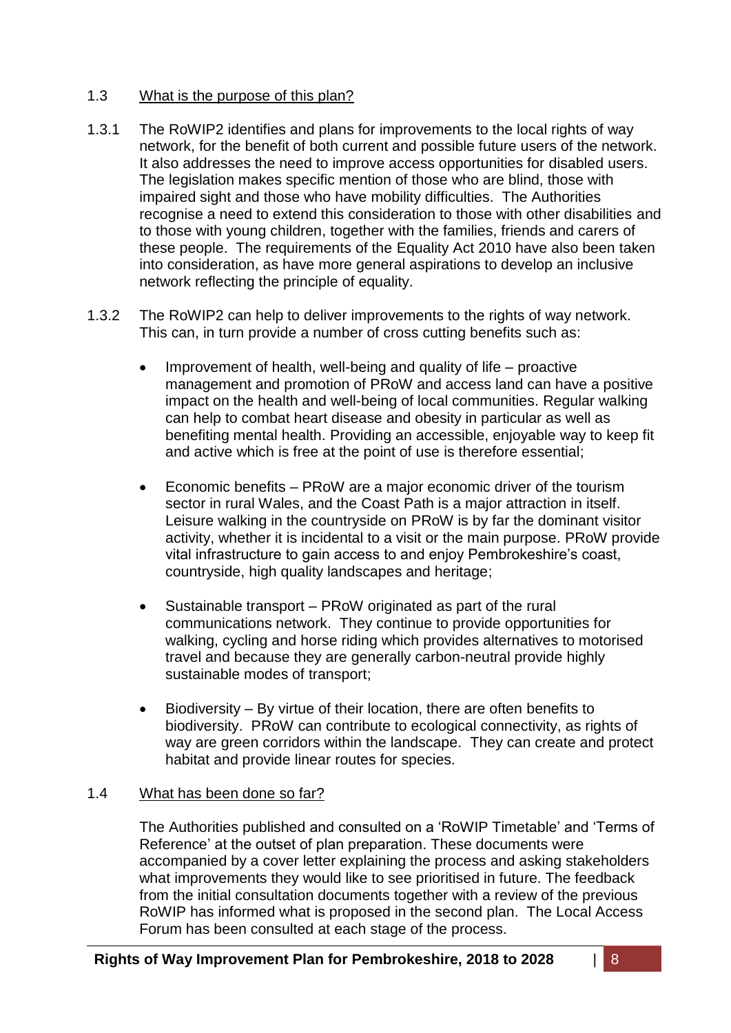## 1.3 What is the purpose of this plan?

1.3.1 The RoWIP2 identifies and plans for improvements to the local rights of way network, for the benefit of both current and possible future users of the network. It also addresses the need to improve access opportunities for disabled users. The legislation makes specific mention of those who are blind, those with impaired sight and those who have mobility difficulties. The Authorities recognise a need to extend this consideration to those with other disabilities and to those with young children, together with the families, friends and carers of these people. The requirements of the Equality Act 2010 have also been taken into consideration, as have more general aspirations to develop an inclusive network reflecting the principle of equality.

1.3.2 The RoWIP2 can help to deliver improvements to the rights of way network. This can, in turn provide a number of cross cutting benefits such as:

- Improvement of health, well-being and quality of life – proactive management and promotion of PRoW and access land can have a positive impact on the health and well-being of local communities. Regular walking can help to combat heart disease and obesity in particular as well as benefiting mental health. Providing an accessible, enjoyable way to keep fit and active which is free at the point of use is therefore essential;

- Economic benefits – PRoW are a major economic driver of the tourism sector in rural Wales, and the Coast Path is a major attraction in itself. Leisure walking in the countryside on PRoW is by far the dominant visitor activity, whether it is incidental to a visit or the main purpose. PRoW provide vital infrastructure to gain access to and enjoy Pembrokeshire's coast, countryside, high quality landscapes and heritage;

- Sustainable transport – PRoW originated as part of the rural communications network. They continue to provide opportunities for walking, cycling and horse riding which provides alternatives to motorised travel and because they are generally carbon-neutral provide highly sustainable modes of transport;

- Biodiversity – By virtue of their location, there are often benefits to biodiversity. PRoW can contribute to ecological connectivity, as rights of way are green corridors within the landscape. They can create and protect habitat and provide linear routes for species.

## 1.4 What has been done so far?

The Authorities published and consulted on a 'RoWIP Timetable' and 'Terms of Reference' at the outset of plan preparation. These documents were accompanied by a cover letter explaining the process and asking stakeholders what improvements they would like to see prioritised in future. The feedback from the initial consultation documents together with a review of the previous RoWIP has informed what is proposed in the second plan. The Local Access Forum has been consulted at each stage of the process.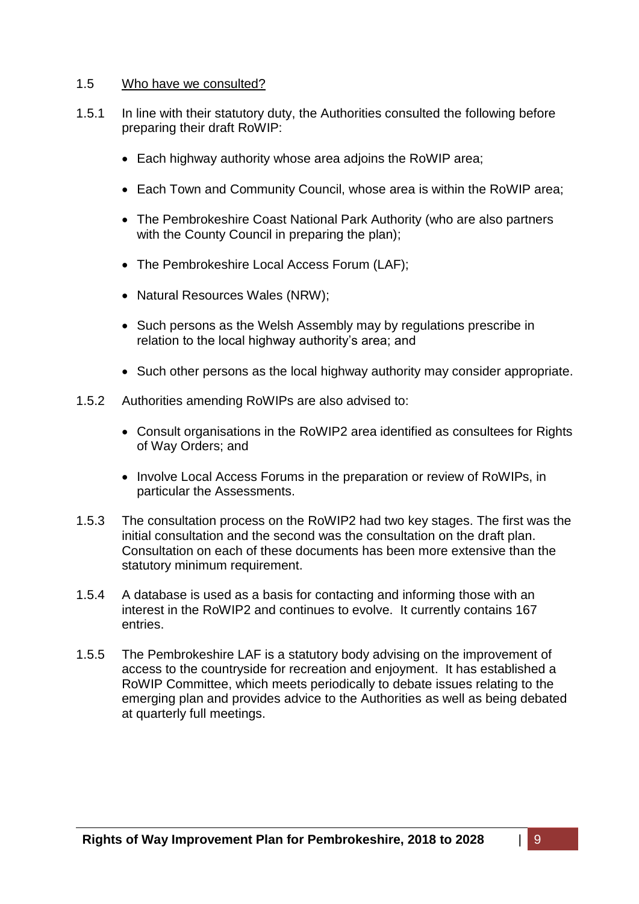## 1.5 Who have we consulted?

1.5.1 In line with their statutory duty, the Authorities consulted the following before preparing their draft RoWIP:

- Each highway authority whose area adjoins the RoWIP area;
- Each Town and Community Council, whose area is within the RoWIP area;
- The Pembrokeshire Coast National Park Authority (who are also partners with the County Council in preparing the plan);
- The Pembrokeshire Local Access Forum (LAF);
- Natural Resources Wales (NRW);
- Such persons as the Welsh Assembly may by regulations prescribe in relation to the local highway authority's area; and
- Such other persons as the local highway authority may consider appropriate.

1.5.2 Authorities amending RoWIPs are also advised to:

- Consult organisations in the RoWIP2 area identified as consultees for Rights of Way Orders; and
- Involve Local Access Forums in the preparation or review of RoWIPs, in particular the Assessments.

1.5.3 The consultation process on the RoWIP2 had two key stages. The first was the initial consultation and the second was the consultation on the draft plan. Consultation on each of these documents has been more extensive than the statutory minimum requirement.

1.5.4 A database is used as a basis for contacting and informing those with an interest in the RoWIP2 and continues to evolve. It currently contains 167 entries.

1.5.5 The Pembrokeshire LAF is a statutory body advising on the improvement of access to the countryside for recreation and enjoyment. It has established a RoWIP Committee, which meets periodically to debate issues relating to the emerging plan and provides advice to the Authorities as well as being debated at quarterly full meetings.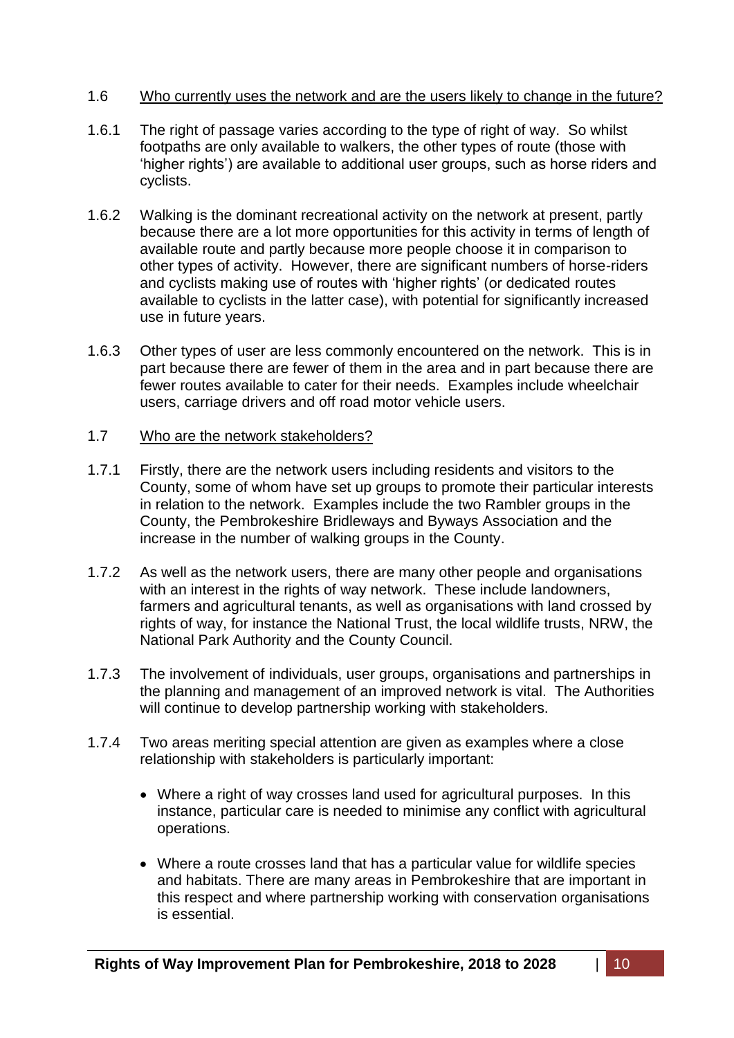## 1.6 Who currently uses the network and are the users likely to change in the future?

1.6.1 The right of passage varies according to the type of right of way. So whilst footpaths are only available to walkers, the other types of route (those with 'higher rights') are available to additional user groups, such as horse riders and cyclists.

1.6.2 Walking is the dominant recreational activity on the network at present, partly because there are a lot more opportunities for this activity in terms of length of available route and partly because more people choose it in comparison to other types of activity. However, there are significant numbers of horse-riders and cyclists making use of routes with 'higher rights' (or dedicated routes available to cyclists in the latter case), with potential for significantly increased use in future years.

1.6.3 Other types of user are less commonly encountered on the network. This is in part because there are fewer of them in the area and in part because there are fewer routes available to cater for their needs. Examples include wheelchair users, carriage drivers and off road motor vehicle users.

## 1.7 Who are the network stakeholders?

1.7.1 Firstly, there are the network users including residents and visitors to the County, some of whom have set up groups to promote their particular interests in relation to the network. Examples include the two Rambler groups in the County, the Pembrokeshire Bridleways and Byways Association and the increase in the number of walking groups in the County.

1.7.2 As well as the network users, there are many other people and organisations with an interest in the rights of way network. These include landowners, farmers and agricultural tenants, as well as organisations with land crossed by rights of way, for instance the National Trust, the local wildlife trusts, NRW, the National Park Authority and the County Council.

1.7.3 The involvement of individuals, user groups, organisations and partnerships in the planning and management of an improved network is vital. The Authorities will continue to develop partnership working with stakeholders.

1.7.4 Two areas meriting special attention are given as examples where a close relationship with stakeholders is particularly important:

- Where a right of way crosses land used for agricultural purposes. In this instance, particular care is needed to minimise any conflict with agricultural operations.
- Where a route crosses land that has a particular value for wildlife species and habitats. There are many areas in Pembrokeshire that are important in this respect and where partnership working with conservation organisations is essential.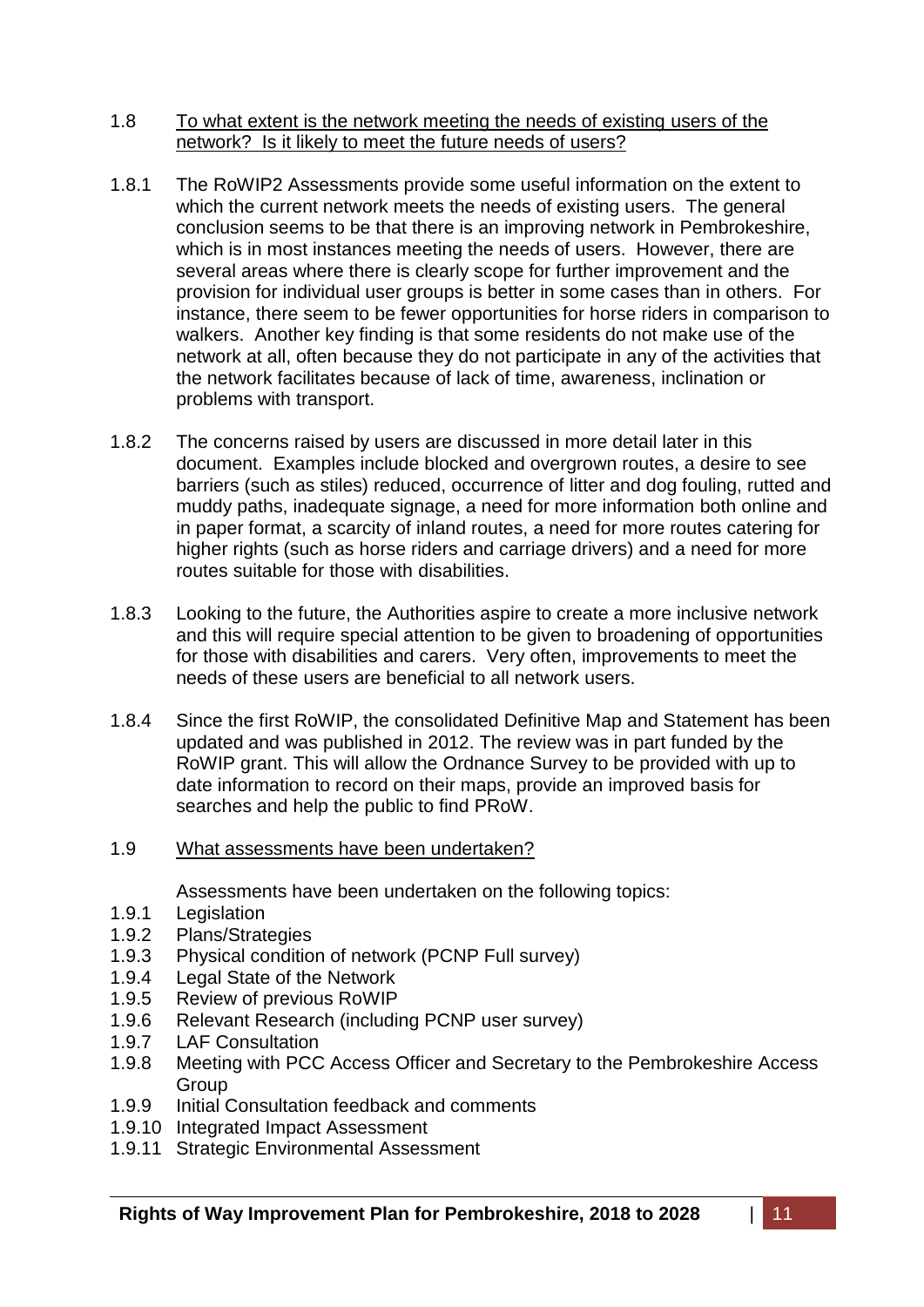## 1.8 To what extent is the network meeting the needs of existing users of the network? Is it likely to meet the future needs of users?

1.8.1 The RoWIP2 Assessments provide some useful information on the extent to which the current network meets the needs of existing users. The general conclusion seems to be that there is an improving network in Pembrokeshire, which is in most instances meeting the needs of users. However, there are several areas where there is clearly scope for further improvement and the provision for individual user groups is better in some cases than in others. For instance, there seem to be fewer opportunities for horse riders in comparison to walkers. Another key finding is that some residents do not make use of the network at all, often because they do not participate in any of the activities that the network facilitates because of lack of time, awareness, inclination or problems with transport.

1.8.2 The concerns raised by users are discussed in more detail later in this document. Examples include blocked and overgrown routes, a desire to see barriers (such as stiles) reduced, occurrence of litter and dog fouling, rutted and muddy paths, inadequate signage, a need for more information both online and in paper format, a scarcity of inland routes, a need for more routes catering for higher rights (such as horse riders and carriage drivers) and a need for more routes suitable for those with disabilities.

1.8.3 Looking to the future, the Authorities aspire to create a more inclusive network and this will require special attention to be given to broadening of opportunities for those with disabilities and carers. Very often, improvements to meet the needs of these users are beneficial to all network users.

1.8.4 Since the first RoWIP, the consolidated Definitive Map and Statement has been updated and was published in 2012. The review was in part funded by the RoWIP grant. This will allow the Ordnance Survey to be provided with up to date information to record on their maps, provide an improved basis for searches and help the public to find PRoW.

## 1.9 What assessments have been undertaken?

Assessments have been undertaken on the following topics:

- 1.9.1 Legislation
- 1.9.2 Plans/Strategies
- 1.9.3 Physical condition of network (PCNP Full survey)
- 1.9.4 Legal State of the Network
- 1.9.5 Review of previous RoWIP
- 1.9.6 Relevant Research (including PCNP user survey)
- 1.9.7 LAF Consultation
- 1.9.8 Meeting with PCC Access Officer and Secretary to the Pembrokeshire Access Group
- 1.9.9 Initial Consultation feedback and comments
- 1.9.10 Integrated Impact Assessment
- 1.9.11 Strategic Environmental Assessment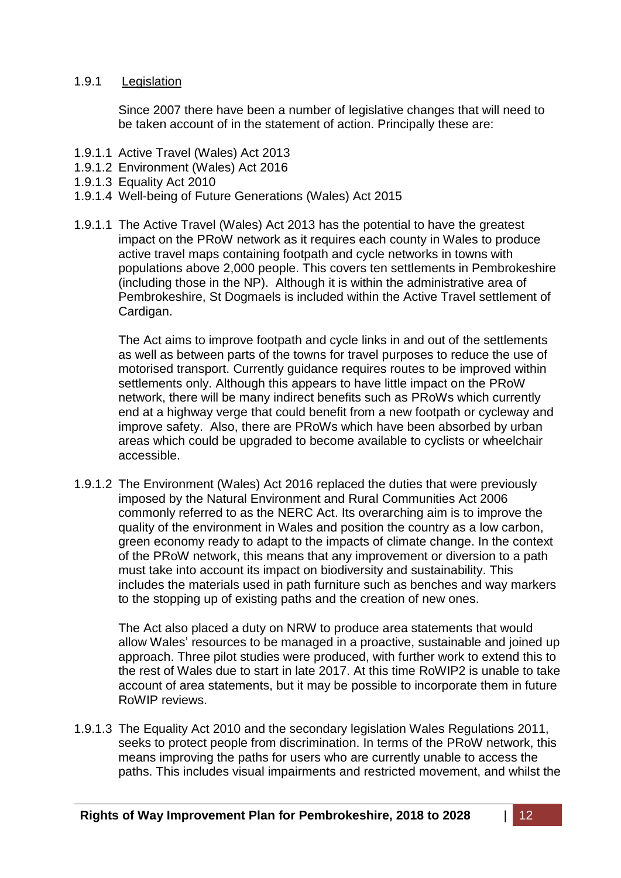### 1.9.1 Legislation

Since 2007 there have been a number of legislative changes that will need to be taken account of in the statement of action. Principally these are:

- 1.9.1.1 Active Travel (Wales) Act 2013
- 1.9.1.2 Environment (Wales) Act 2016
- 1.9.1.3 Equality Act 2010
- 1.9.1.4 Well-being of Future Generations (Wales) Act 2015

1.9.1.1 The Active Travel (Wales) Act 2013 has the potential to have the greatest impact on the PRoW network as it requires each county in Wales to produce active travel maps containing footpath and cycle networks in towns with populations above 2,000 people. This covers ten settlements in Pembrokeshire (including those in the NP). Although it is within the administrative area of Pembrokeshire, St Dogmaels is included within the Active Travel settlement of Cardigan.

The Act aims to improve footpath and cycle links in and out of the settlements as well as between parts of the towns for travel purposes to reduce the use of motorised transport. Currently guidance requires routes to be improved within settlements only. Although this appears to have little impact on the PRoW network, there will be many indirect benefits such as PRoWs which currently end at a highway verge that could benefit from a new footpath or cycleway and improve safety. Also, there are PRoWs which have been absorbed by urban areas which could be upgraded to become available to cyclists or wheelchair accessible.

1.9.1.2 The Environment (Wales) Act 2016 replaced the duties that were previously imposed by the Natural Environment and Rural Communities Act 2006 commonly referred to as the NERC Act. Its overarching aim is to improve the quality of the environment in Wales and position the country as a low carbon, green economy ready to adapt to the impacts of climate change. In the context of the PRoW network, this means that any improvement or diversion to a path must take into account its impact on biodiversity and sustainability. This includes the materials used in path furniture such as benches and way markers to the stopping up of existing paths and the creation of new ones.

The Act also placed a duty on NRW to produce area statements that would allow Wales' resources to be managed in a proactive, sustainable and joined up approach. Three pilot studies were produced, with further work to extend this to the rest of Wales due to start in late 2017. At this time RoWIP2 is unable to take account of area statements, but it may be possible to incorporate them in future RoWIP reviews.

1.9.1.3 The Equality Act 2010 and the secondary legislation Wales Regulations 2011, seeks to protect people from discrimination. In terms of the PRoW network, this means improving the paths for users who are currently unable to access the paths. This includes visual impairments and restricted movement, and whilst the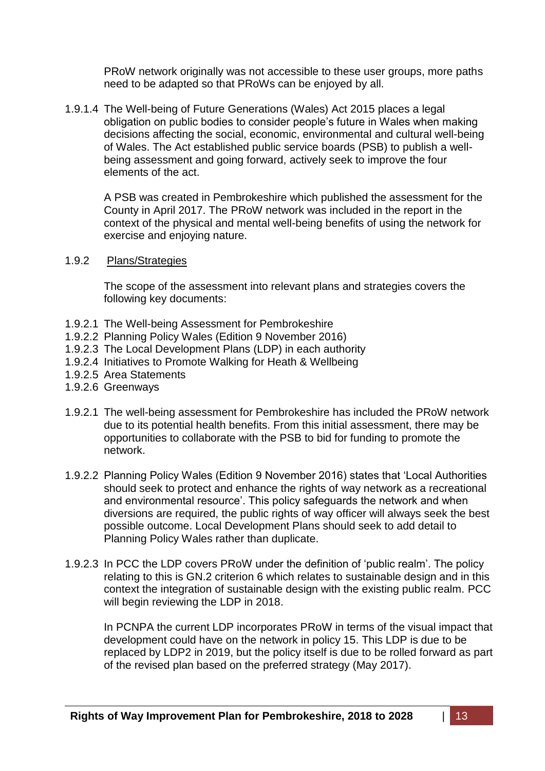PRoW network originally was not accessible to these user groups, more paths need to be adapted so that PRoWs can be enjoyed by all.

1.9.1.4 The Well-being of Future Generations (Wales) Act 2015 places a legal obligation on public bodies to consider people's future in Wales when making decisions affecting the social, economic, environmental and cultural well-being of Wales. The Act established public service boards (PSB) to publish a well-being assessment and going forward, actively seek to improve the four elements of the act.

A PSB was created in Pembrokeshire which published the assessment for the County in April 2017. The PRoW network was included in the report in the context of the physical and mental well-being benefits of using the network for exercise and enjoying nature.

1.9.2 Plans/Strategies

The scope of the assessment into relevant plans and strategies covers the following key documents:

1.9.2.1 The Well-being Assessment for Pembrokeshire
1.9.2.2 Planning Policy Wales (Edition 9 November 2016)
1.9.2.3 The Local Development Plans (LDP) in each authority
1.9.2.4 Initiatives to Promote Walking for Heath & Wellbeing
1.9.2.5 Area Statements
1.9.2.6 Greenways

1.9.2.1 The well-being assessment for Pembrokeshire has included the PRoW network due to its potential health benefits. From this initial assessment, there may be opportunities to collaborate with the PSB to bid for funding to promote the network.

1.9.2.2 Planning Policy Wales (Edition 9 November 2016) states that 'Local Authorities should seek to protect and enhance the rights of way network as a recreational and environmental resource'. This policy safeguards the network and when diversions are required, the public rights of way officer will always seek the best possible outcome. Local Development Plans should seek to add detail to Planning Policy Wales rather than duplicate.

1.9.2.3 In PCC the LDP covers PRoW under the definition of 'public realm'. The policy relating to this is GN.2 criterion 6 which relates to sustainable design and in this context the integration of sustainable design with the existing public realm. PCC will begin reviewing the LDP in 2018.

In PCNPA the current LDP incorporates PRoW in terms of the visual impact that development could have on the network in policy 15. This LDP is due to be replaced by LDP2 in 2019, but the policy itself is due to be rolled forward as part of the revised plan based on the preferred strategy (May 2017).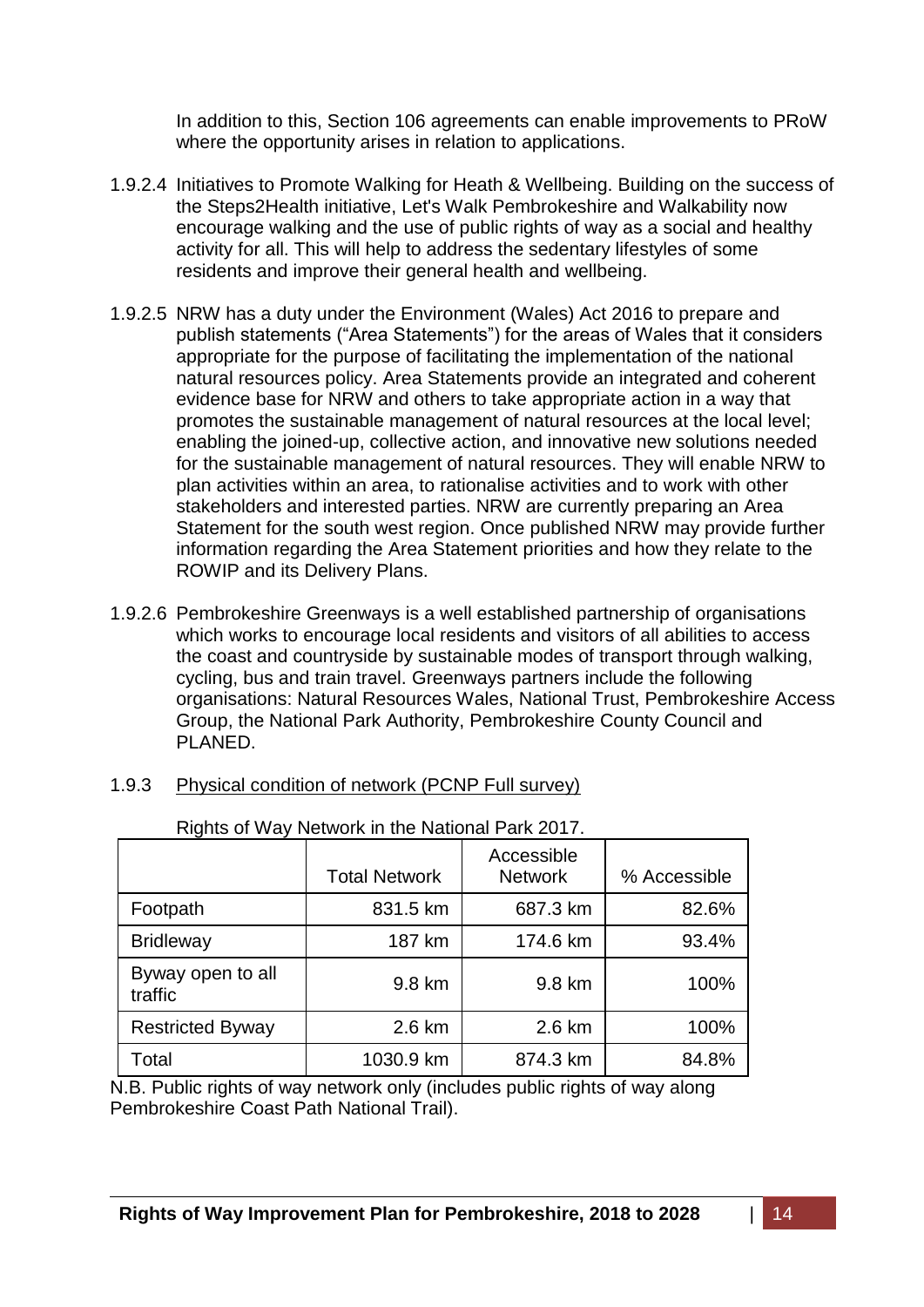In addition to this, Section 106 agreements can enable improvements to PRoW where the opportunity arises in relation to applications.

1.9.2.4 Initiatives to Promote Walking for Heath & Wellbeing. Building on the success of the Steps2Health initiative, Let's Walk Pembrokeshire and Walkability now encourage walking and the use of public rights of way as a social and healthy activity for all. This will help to address the sedentary lifestyles of some residents and improve their general health and wellbeing.

1.9.2.5 NRW has a duty under the Environment (Wales) Act 2016 to prepare and publish statements ("Area Statements") for the areas of Wales that it considers appropriate for the purpose of facilitating the implementation of the national natural resources policy. Area Statements provide an integrated and coherent evidence base for NRW and others to take appropriate action in a way that promotes the sustainable management of natural resources at the local level; enabling the joined-up, collective action, and innovative new solutions needed for the sustainable management of natural resources. They will enable NRW to plan activities within an area, to rationalise activities and to work with other stakeholders and interested parties. NRW are currently preparing an Area Statement for the south west region. Once published NRW may provide further information regarding the Area Statement priorities and how they relate to the ROWIP and its Delivery Plans.

1.9.2.6 Pembrokeshire Greenways is a well established partnership of organisations which works to encourage local residents and visitors of all abilities to access the coast and countryside by sustainable modes of transport through walking, cycling, bus and train travel. Greenways partners include the following organisations: Natural Resources Wales, National Trust, Pembrokeshire Access Group, the National Park Authority, Pembrokeshire County Council and PLANED.

### 1.9.3 Physical condition of network (PCNP Full survey)

Rights of Way Network in the National Park 2017.

| | Total Network | Accessible Network | % Accessible |
|---|---|---|---|
| Footpath | 831.5 km | 687.3 km | 82.6% |
| Bridleway | 187 km | 174.6 km | 93.4% |
| Byway open to all traffic | 9.8 km | 9.8 km | 100% |
| Restricted Byway | 2.6 km | 2.6 km | 100% |
| Total | 1030.9 km | 874.3 km | 84.8% |

N.B. Public rights of way network only (includes public rights of way along Pembrokeshire Coast Path National Trail).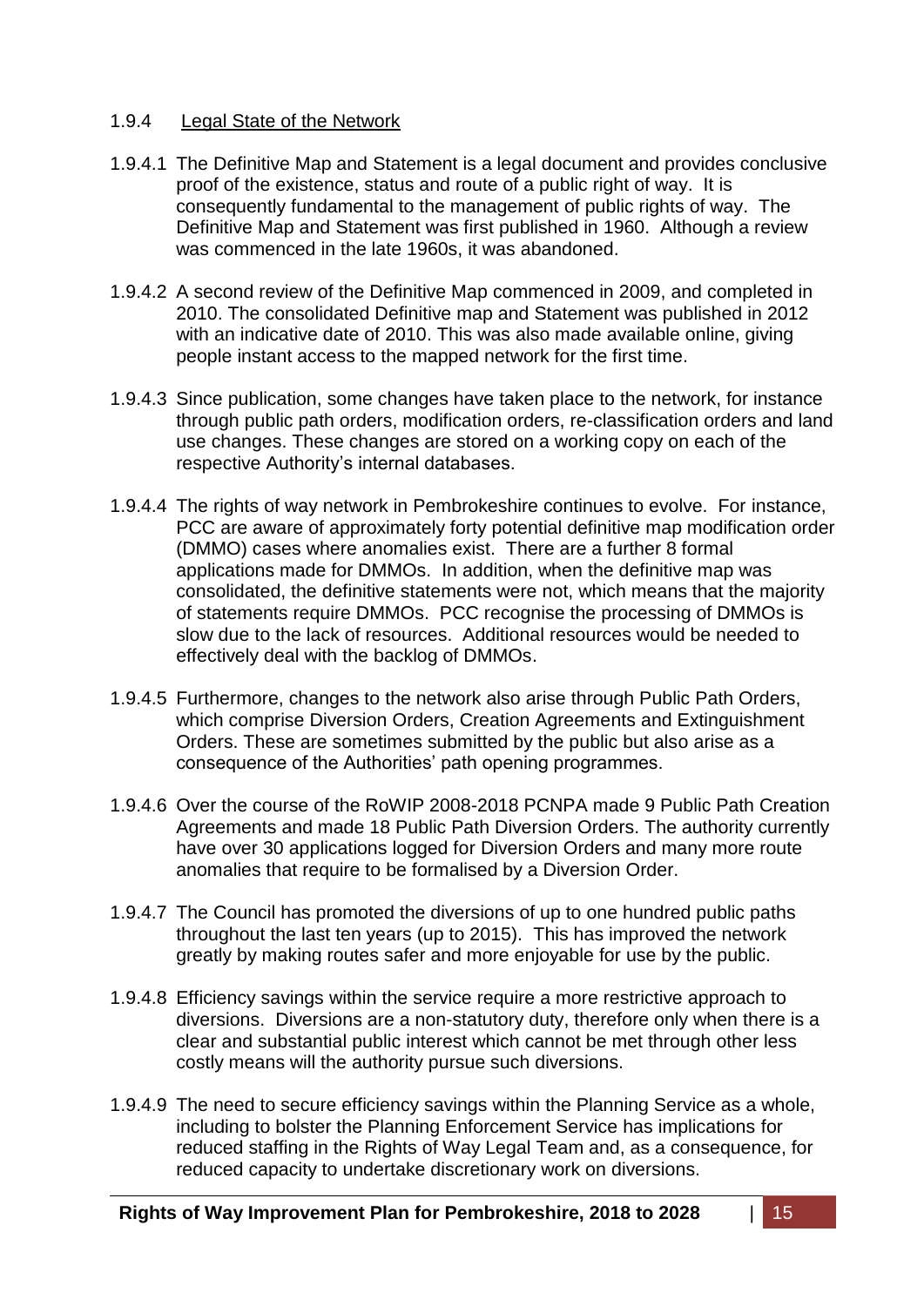### 1.9.4 Legal State of the Network

1.9.4.1 The Definitive Map and Statement is a legal document and provides conclusive proof of the existence, status and route of a public right of way. It is consequently fundamental to the management of public rights of way. The Definitive Map and Statement was first published in 1960. Although a review was commenced in the late 1960s, it was abandoned.

1.9.4.2 A second review of the Definitive Map commenced in 2009, and completed in 2010. The consolidated Definitive map and Statement was published in 2012 with an indicative date of 2010. This was also made available online, giving people instant access to the mapped network for the first time.

1.9.4.3 Since publication, some changes have taken place to the network, for instance through public path orders, modification orders, re-classification orders and land use changes. These changes are stored on a working copy on each of the respective Authority's internal databases.

1.9.4.4 The rights of way network in Pembrokeshire continues to evolve. For instance, PCC are aware of approximately forty potential definitive map modification order (DMMO) cases where anomalies exist. There are a further 8 formal applications made for DMMOs. In addition, when the definitive map was consolidated, the definitive statements were not, which means that the majority of statements require DMMOs. PCC recognise the processing of DMMOs is slow due to the lack of resources. Additional resources would be needed to effectively deal with the backlog of DMMOs.

1.9.4.5 Furthermore, changes to the network also arise through Public Path Orders, which comprise Diversion Orders, Creation Agreements and Extinguishment Orders. These are sometimes submitted by the public but also arise as a consequence of the Authorities' path opening programmes.

1.9.4.6 Over the course of the RoWIP 2008-2018 PCNPA made 9 Public Path Creation Agreements and made 18 Public Path Diversion Orders. The authority currently have over 30 applications logged for Diversion Orders and many more route anomalies that require to be formalised by a Diversion Order.

1.9.4.7 The Council has promoted the diversions of up to one hundred public paths throughout the last ten years (up to 2015). This has improved the network greatly by making routes safer and more enjoyable for use by the public.

1.9.4.8 Efficiency savings within the service require a more restrictive approach to diversions. Diversions are a non-statutory duty, therefore only when there is a clear and substantial public interest which cannot be met through other less costly means will the authority pursue such diversions.

1.9.4.9 The need to secure efficiency savings within the Planning Service as a whole, including to bolster the Planning Enforcement Service has implications for reduced staffing in the Rights of Way Legal Team and, as a consequence, for reduced capacity to undertake discretionary work on diversions.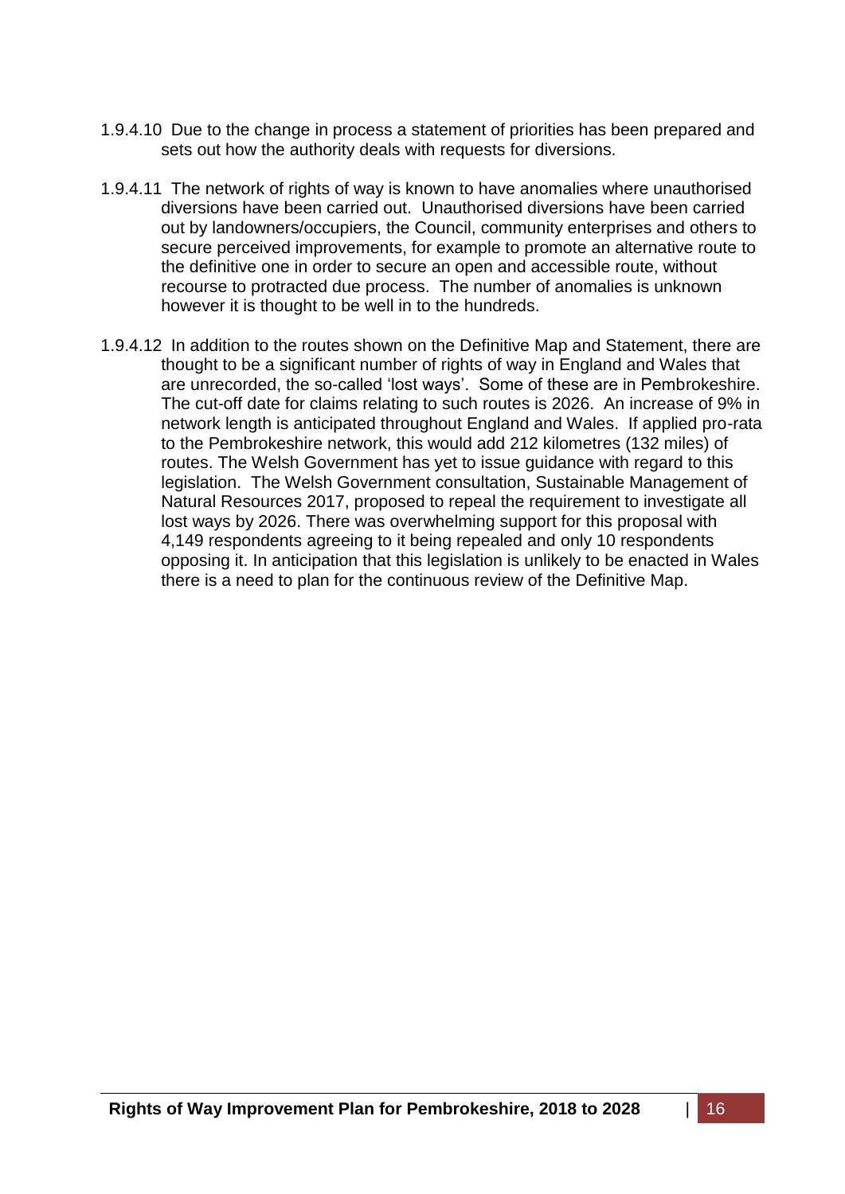1.9.4.10 Due to the change in process a statement of priorities has been prepared and sets out how the authority deals with requests for diversions.

1.9.4.11 The network of rights of way is known to have anomalies where unauthorised diversions have been carried out. Unauthorised diversions have been carried out by landowners/occupiers, the Council, community enterprises and others to secure perceived improvements, for example to promote an alternative route to the definitive one in order to secure an open and accessible route, without recourse to protracted due process. The number of anomalies is unknown however it is thought to be well in to the hundreds.

1.9.4.12 In addition to the routes shown on the Definitive Map and Statement, there are thought to be a significant number of rights of way in England and Wales that are unrecorded, the so-called 'lost ways'. Some of these are in Pembrokeshire. The cut-off date for claims relating to such routes is 2026. An increase of 9% in network length is anticipated throughout England and Wales. If applied pro-rata to the Pembrokeshire network, this would add 212 kilometres (132 miles) of routes. The Welsh Government has yet to issue guidance with regard to this legislation. The Welsh Government consultation, Sustainable Management of Natural Resources 2017, proposed to repeal the requirement to investigate all lost ways by 2026. There was overwhelming support for this proposal with 4,149 respondents agreeing to it being repealed and only 10 respondents opposing it. In anticipation that this legislation is unlikely to be enacted in Wales there is a need to plan for the continuous review of the Definitive Map.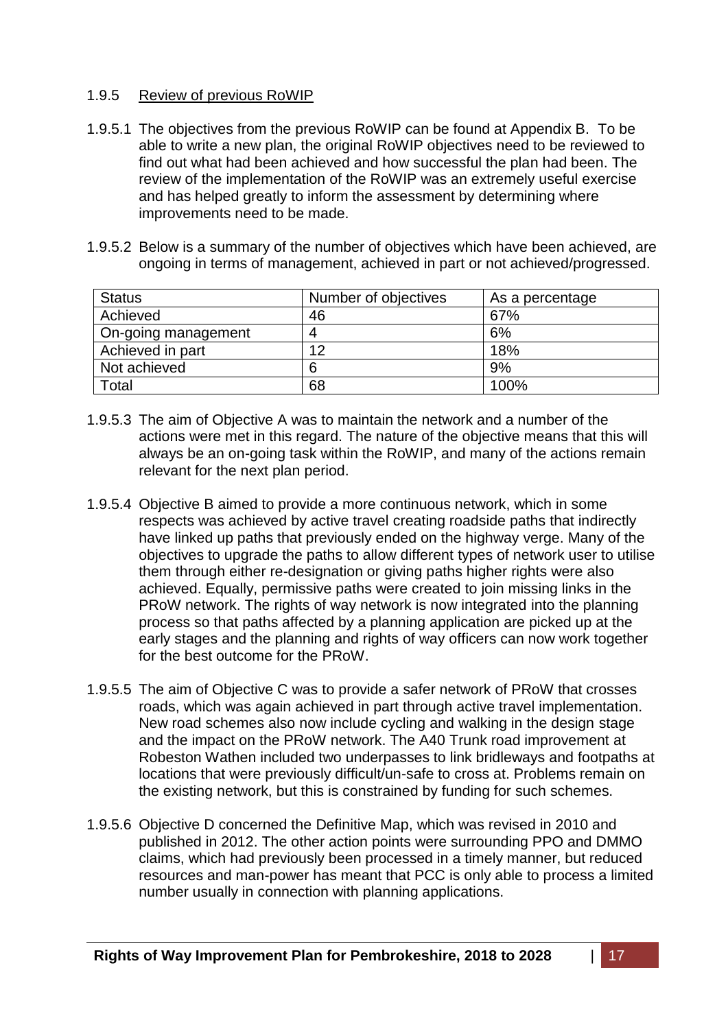### 1.9.5 Review of previous RoWIP

1.9.5.1 The objectives from the previous RoWIP can be found at Appendix B. To be able to write a new plan, the original RoWIP objectives need to be reviewed to find out what had been achieved and how successful the plan had been. The review of the implementation of the RoWIP was an extremely useful exercise and has helped greatly to inform the assessment by determining where improvements need to be made.

1.9.5.2 Below is a summary of the number of objectives which have been achieved, are ongoing in terms of management, achieved in part or not achieved/progressed.

| Status | Number of objectives | As a percentage |
|---|---|---|
| Achieved | 46 | 67% |
| On-going management | 4 | 6% |
| Achieved in part | 12 | 18% |
| Not achieved | 6 | 9% |
| Total | 68 | 100% |

1.9.5.3 The aim of Objective A was to maintain the network and a number of the actions were met in this regard. The nature of the objective means that this will always be an on-going task within the RoWIP, and many of the actions remain relevant for the next plan period.

1.9.5.4 Objective B aimed to provide a more continuous network, which in some respects was achieved by active travel creating roadside paths that indirectly have linked up paths that previously ended on the highway verge. Many of the objectives to upgrade the paths to allow different types of network user to utilise them through either re-designation or giving paths higher rights were also achieved. Equally, permissive paths were created to join missing links in the PRoW network. The rights of way network is now integrated into the planning process so that paths affected by a planning application are picked up at the early stages and the planning and rights of way officers can now work together for the best outcome for the PRoW.

1.9.5.5 The aim of Objective C was to provide a safer network of PRoW that crosses roads, which was again achieved in part through active travel implementation. New road schemes also now include cycling and walking in the design stage and the impact on the PRoW network. The A40 Trunk road improvement at Robeston Wathen included two underpasses to link bridleways and footpaths at locations that were previously difficult/un-safe to cross at. Problems remain on the existing network, but this is constrained by funding for such schemes.

1.9.5.6 Objective D concerned the Definitive Map, which was revised in 2010 and published in 2012. The other action points were surrounding PPO and DMMO claims, which had previously been processed in a timely manner, but reduced resources and man-power has meant that PCC is only able to process a limited number usually in connection with planning applications.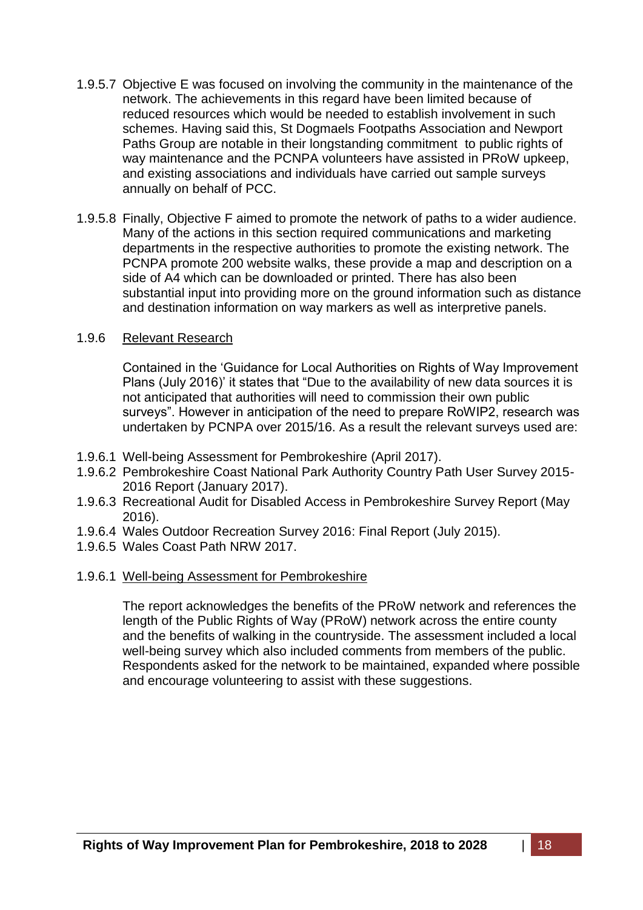1.9.5.7 Objective E was focused on involving the community in the maintenance of the network. The achievements in this regard have been limited because of reduced resources which would be needed to establish involvement in such schemes. Having said this, St Dogmaels Footpaths Association and Newport Paths Group are notable in their longstanding commitment to public rights of way maintenance and the PCNPA volunteers have assisted in PRoW upkeep, and existing associations and individuals have carried out sample surveys annually on behalf of PCC.

1.9.5.8 Finally, Objective F aimed to promote the network of paths to a wider audience. Many of the actions in this section required communications and marketing departments in the respective authorities to promote the existing network. The PCNPA promote 200 website walks, these provide a map and description on a side of A4 which can be downloaded or printed. There has also been substantial input into providing more on the ground information such as distance and destination information on way markers as well as interpretive panels.

1.9.6 Relevant Research

Contained in the 'Guidance for Local Authorities on Rights of Way Improvement Plans (July 2016)' it states that "Due to the availability of new data sources it is not anticipated that authorities will need to commission their own public surveys". However in anticipation of the need to prepare RoWIP2, research was undertaken by PCNPA over 2015/16. As a result the relevant surveys used are:

1.9.6.1 Well-being Assessment for Pembrokeshire (April 2017).
1.9.6.2 Pembrokeshire Coast National Park Authority Country Path User Survey 2015-2016 Report (January 2017).
1.9.6.3 Recreational Audit for Disabled Access in Pembrokeshire Survey Report (May 2016).
1.9.6.4 Wales Outdoor Recreation Survey 2016: Final Report (July 2015).
1.9.6.5 Wales Coast Path NRW 2017.

1.9.6.1 Well-being Assessment for Pembrokeshire

The report acknowledges the benefits of the PRoW network and references the length of the Public Rights of Way (PRoW) network across the entire county and the benefits of walking in the countryside. The assessment included a local well-being survey which also included comments from members of the public. Respondents asked for the network to be maintained, expanded where possible and encourage volunteering to assist with these suggestions.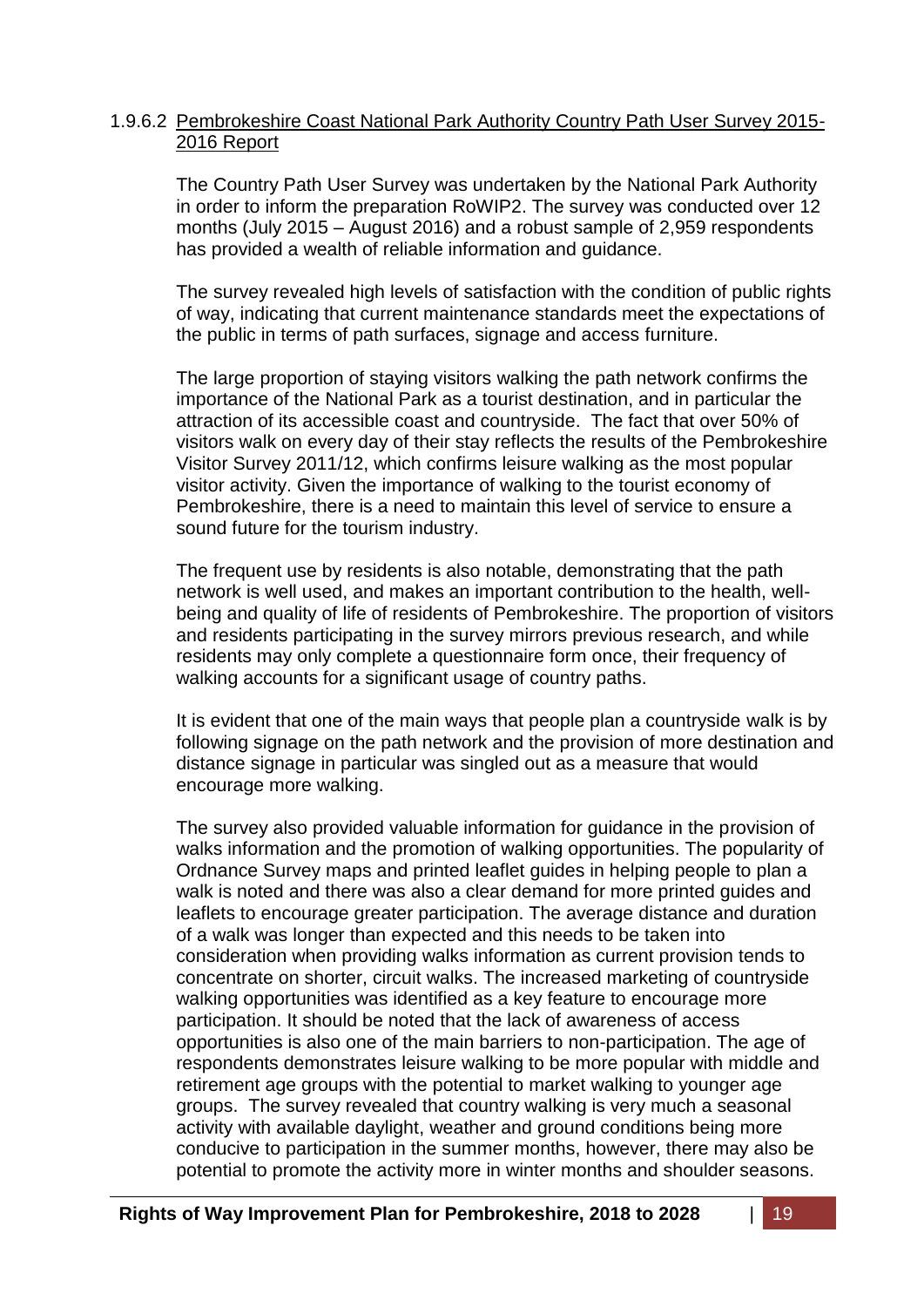#### 1.9.6.2 Pembrokeshire Coast National Park Authority Country Path User Survey 2015-2016 Report

The Country Path User Survey was undertaken by the National Park Authority in order to inform the preparation RoWIP2. The survey was conducted over 12 months (July 2015 – August 2016) and a robust sample of 2,959 respondents has provided a wealth of reliable information and guidance.

The survey revealed high levels of satisfaction with the condition of public rights of way, indicating that current maintenance standards meet the expectations of the public in terms of path surfaces, signage and access furniture.

The large proportion of staying visitors walking the path network confirms the importance of the National Park as a tourist destination, and in particular the attraction of its accessible coast and countryside. The fact that over 50% of visitors walk on every day of their stay reflects the results of the Pembrokeshire Visitor Survey 2011/12, which confirms leisure walking as the most popular visitor activity. Given the importance of walking to the tourist economy of Pembrokeshire, there is a need to maintain this level of service to ensure a sound future for the tourism industry.

The frequent use by residents is also notable, demonstrating that the path network is well used, and makes an important contribution to the health, well-being and quality of life of residents of Pembrokeshire. The proportion of visitors and residents participating in the survey mirrors previous research, and while residents may only complete a questionnaire form once, their frequency of walking accounts for a significant usage of country paths.

It is evident that one of the main ways that people plan a countryside walk is by following signage on the path network and the provision of more destination and distance signage in particular was singled out as a measure that would encourage more walking.

The survey also provided valuable information for guidance in the provision of walks information and the promotion of walking opportunities. The popularity of Ordnance Survey maps and printed leaflet guides in helping people to plan a walk is noted and there was also a clear demand for more printed guides and leaflets to encourage greater participation. The average distance and duration of a walk was longer than expected and this needs to be taken into consideration when providing walks information as current provision tends to concentrate on shorter, circuit walks. The increased marketing of countryside walking opportunities was identified as a key feature to encourage more participation. It should be noted that the lack of awareness of access opportunities is also one of the main barriers to non-participation. The age of respondents demonstrates leisure walking to be more popular with middle and retirement age groups with the potential to market walking to younger age groups. The survey revealed that country walking is very much a seasonal activity with available daylight, weather and ground conditions being more conducive to participation in the summer months, however, there may also be potential to promote the activity more in winter months and shoulder seasons.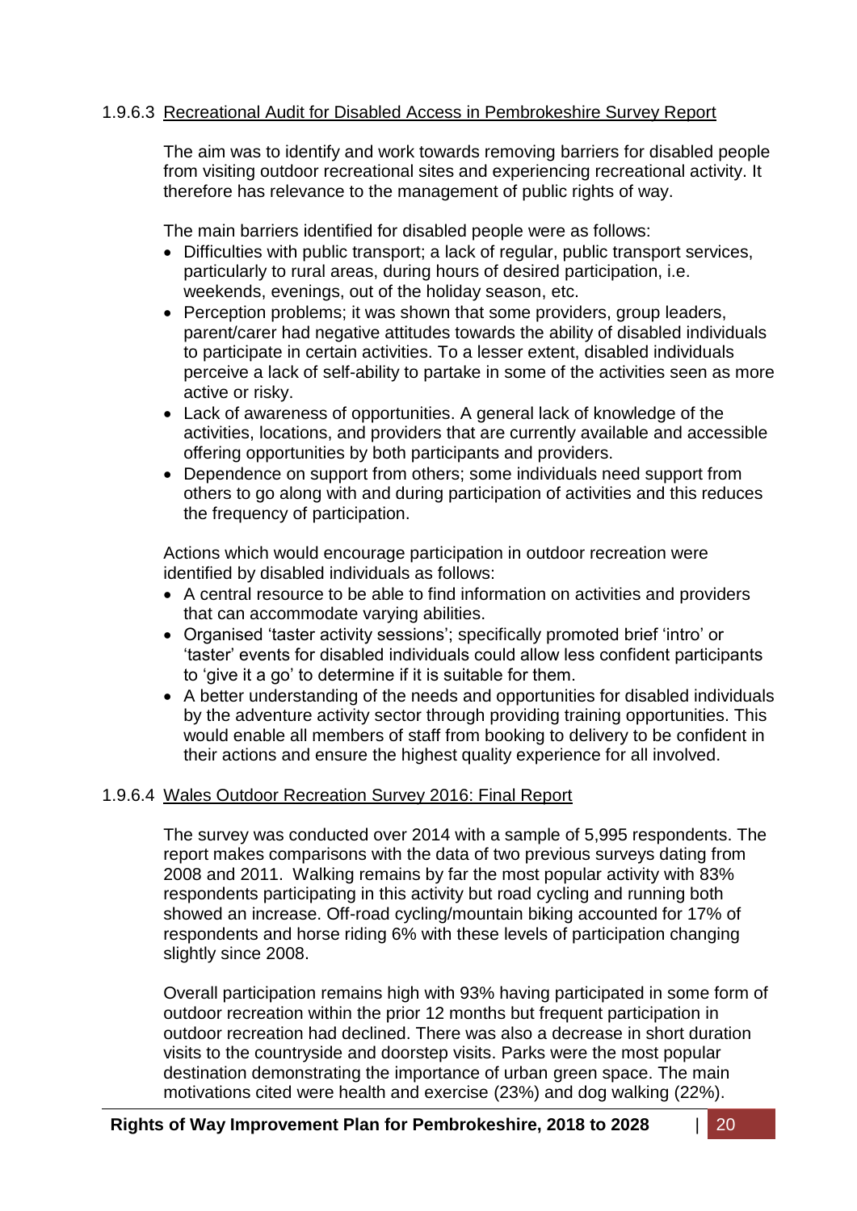#### 1.9.6.3 Recreational Audit for Disabled Access in Pembrokeshire Survey Report

The aim was to identify and work towards removing barriers for disabled people from visiting outdoor recreational sites and experiencing recreational activity. It therefore has relevance to the management of public rights of way.

The main barriers identified for disabled people were as follows:

- Difficulties with public transport; a lack of regular, public transport services, particularly to rural areas, during hours of desired participation, i.e. weekends, evenings, out of the holiday season, etc.
- Perception problems; it was shown that some providers, group leaders, parent/carer had negative attitudes towards the ability of disabled individuals to participate in certain activities. To a lesser extent, disabled individuals perceive a lack of self-ability to partake in some of the activities seen as more active or risky.
- Lack of awareness of opportunities. A general lack of knowledge of the activities, locations, and providers that are currently available and accessible offering opportunities by both participants and providers.
- Dependence on support from others; some individuals need support from others to go along with and during participation of activities and this reduces the frequency of participation.

Actions which would encourage participation in outdoor recreation were identified by disabled individuals as follows:

- A central resource to be able to find information on activities and providers that can accommodate varying abilities.
- Organised 'taster activity sessions'; specifically promoted brief 'intro' or 'taster' events for disabled individuals could allow less confident participants to 'give it a go' to determine if it is suitable for them.
- A better understanding of the needs and opportunities for disabled individuals by the adventure activity sector through providing training opportunities. This would enable all members of staff from booking to delivery to be confident in their actions and ensure the highest quality experience for all involved.

#### 1.9.6.4 Wales Outdoor Recreation Survey 2016: Final Report

The survey was conducted over 2014 with a sample of 5,995 respondents. The report makes comparisons with the data of two previous surveys dating from 2008 and 2011. Walking remains by far the most popular activity with 83% respondents participating in this activity but road cycling and running both showed an increase. Off-road cycling/mountain biking accounted for 17% of respondents and horse riding 6% with these levels of participation changing slightly since 2008.

Overall participation remains high with 93% having participated in some form of outdoor recreation within the prior 12 months but frequent participation in outdoor recreation had declined. There was also a decrease in short duration visits to the countryside and doorstep visits. Parks were the most popular destination demonstrating the importance of urban green space. The main motivations cited were health and exercise (23%) and dog walking (22%).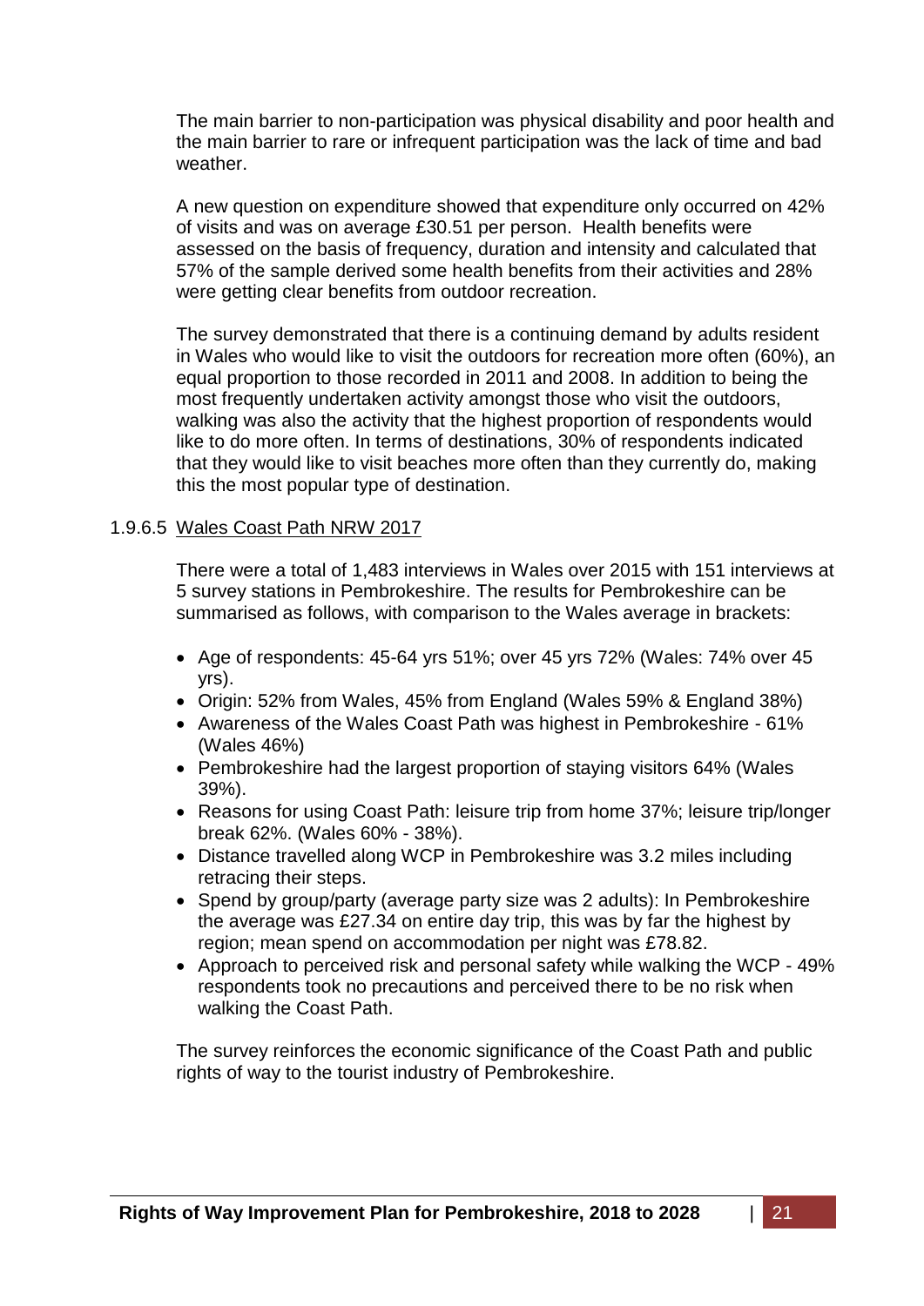The main barrier to non-participation was physical disability and poor health and the main barrier to rare or infrequent participation was the lack of time and bad weather.

A new question on expenditure showed that expenditure only occurred on 42% of visits and was on average £30.51 per person. Health benefits were assessed on the basis of frequency, duration and intensity and calculated that 57% of the sample derived some health benefits from their activities and 28% were getting clear benefits from outdoor recreation.

The survey demonstrated that there is a continuing demand by adults resident in Wales who would like to visit the outdoors for recreation more often (60%), an equal proportion to those recorded in 2011 and 2008. In addition to being the most frequently undertaken activity amongst those who visit the outdoors, walking was also the activity that the highest proportion of respondents would like to do more often. In terms of destinations, 30% of respondents indicated that they would like to visit beaches more often than they currently do, making this the most popular type of destination.

#### 1.9.6.5 Wales Coast Path NRW 2017

There were a total of 1,483 interviews in Wales over 2015 with 151 interviews at 5 survey stations in Pembrokeshire. The results for Pembrokeshire can be summarised as follows, with comparison to the Wales average in brackets:

- Age of respondents: 45-64 yrs 51%; over 45 yrs 72% (Wales: 74% over 45 yrs).
- Origin: 52% from Wales, 45% from England (Wales 59% & England 38%)
- Awareness of the Wales Coast Path was highest in Pembrokeshire - 61% (Wales 46%)
- Pembrokeshire had the largest proportion of staying visitors 64% (Wales 39%).
- Reasons for using Coast Path: leisure trip from home 37%; leisure trip/longer break 62%. (Wales 60% - 38%).
- Distance travelled along WCP in Pembrokeshire was 3.2 miles including retracing their steps.
- Spend by group/party (average party size was 2 adults): In Pembrokeshire the average was £27.34 on entire day trip, this was by far the highest by region; mean spend on accommodation per night was £78.82.
- Approach to perceived risk and personal safety while walking the WCP - 49% respondents took no precautions and perceived there to be no risk when walking the Coast Path.

The survey reinforces the economic significance of the Coast Path and public rights of way to the tourist industry of Pembrokeshire.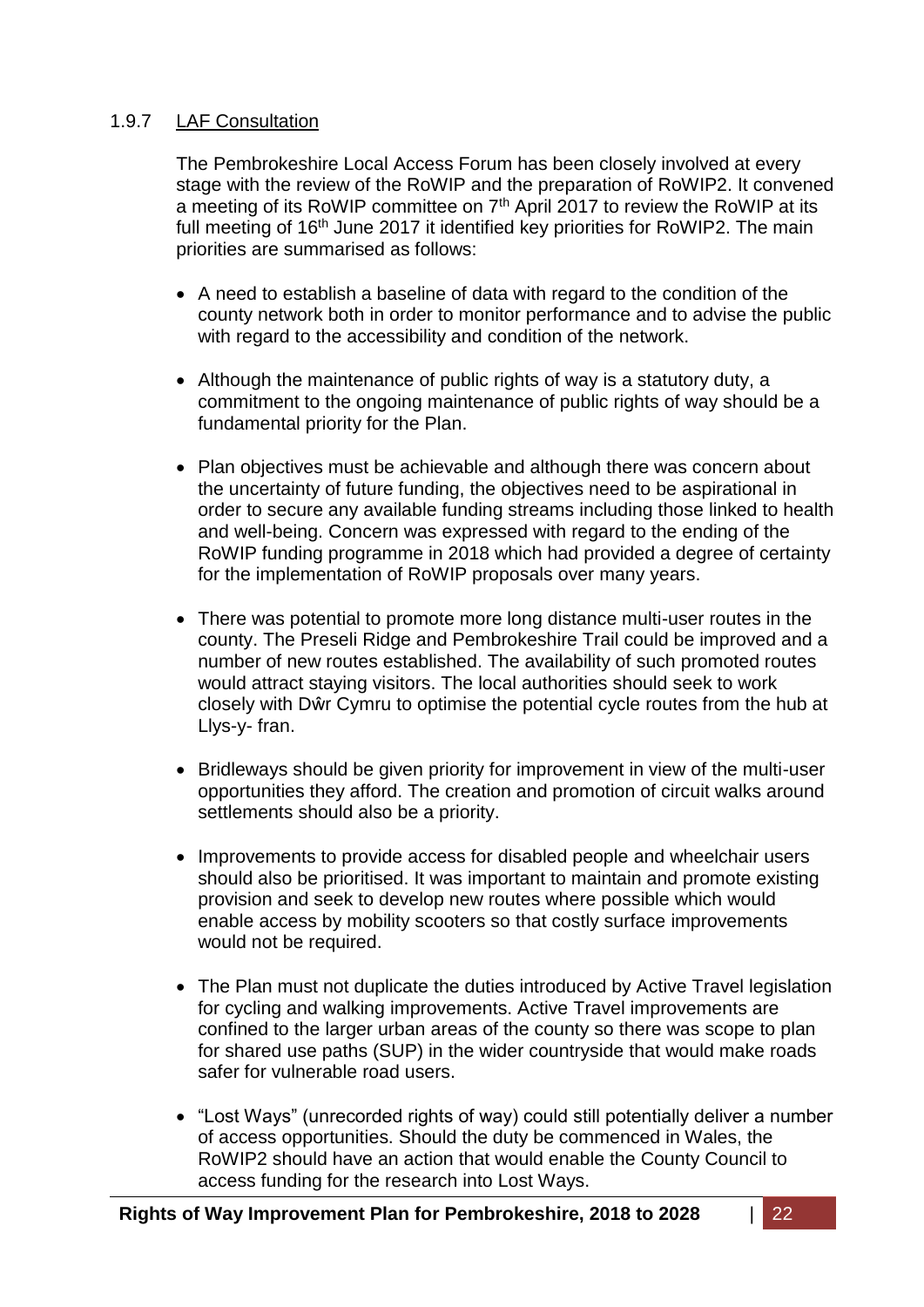### 1.9.7 LAF Consultation

The Pembrokeshire Local Access Forum has been closely involved at every stage with the review of the RoWIP and the preparation of RoWIP2. It convened a meeting of its RoWIP committee on 7th April 2017 to review the RoWIP at its full meeting of 16th June 2017 it identified key priorities for RoWIP2. The main priorities are summarised as follows:

- A need to establish a baseline of data with regard to the condition of the county network both in order to monitor performance and to advise the public with regard to the accessibility and condition of the network.
- Although the maintenance of public rights of way is a statutory duty, a commitment to the ongoing maintenance of public rights of way should be a fundamental priority for the Plan.
- Plan objectives must be achievable and although there was concern about the uncertainty of future funding, the objectives need to be aspirational in order to secure any available funding streams including those linked to health and well-being. Concern was expressed with regard to the ending of the RoWIP funding programme in 2018 which had provided a degree of certainty for the implementation of RoWIP proposals over many years.
- There was potential to promote more long distance multi-user routes in the county. The Preseli Ridge and Pembrokeshire Trail could be improved and a number of new routes established. The availability of such promoted routes would attract staying visitors. The local authorities should seek to work closely with Dŵr Cymru to optimise the potential cycle routes from the hub at Llys-y- fran.
- Bridleways should be given priority for improvement in view of the multi-user opportunities they afford. The creation and promotion of circuit walks around settlements should also be a priority.
- Improvements to provide access for disabled people and wheelchair users should also be prioritised. It was important to maintain and promote existing provision and seek to develop new routes where possible which would enable access by mobility scooters so that costly surface improvements would not be required.
- The Plan must not duplicate the duties introduced by Active Travel legislation for cycling and walking improvements. Active Travel improvements are confined to the larger urban areas of the county so there was scope to plan for shared use paths (SUP) in the wider countryside that would make roads safer for vulnerable road users.
- "Lost Ways" (unrecorded rights of way) could still potentially deliver a number of access opportunities. Should the duty be commenced in Wales, the RoWIP2 should have an action that would enable the County Council to access funding for the research into Lost Ways.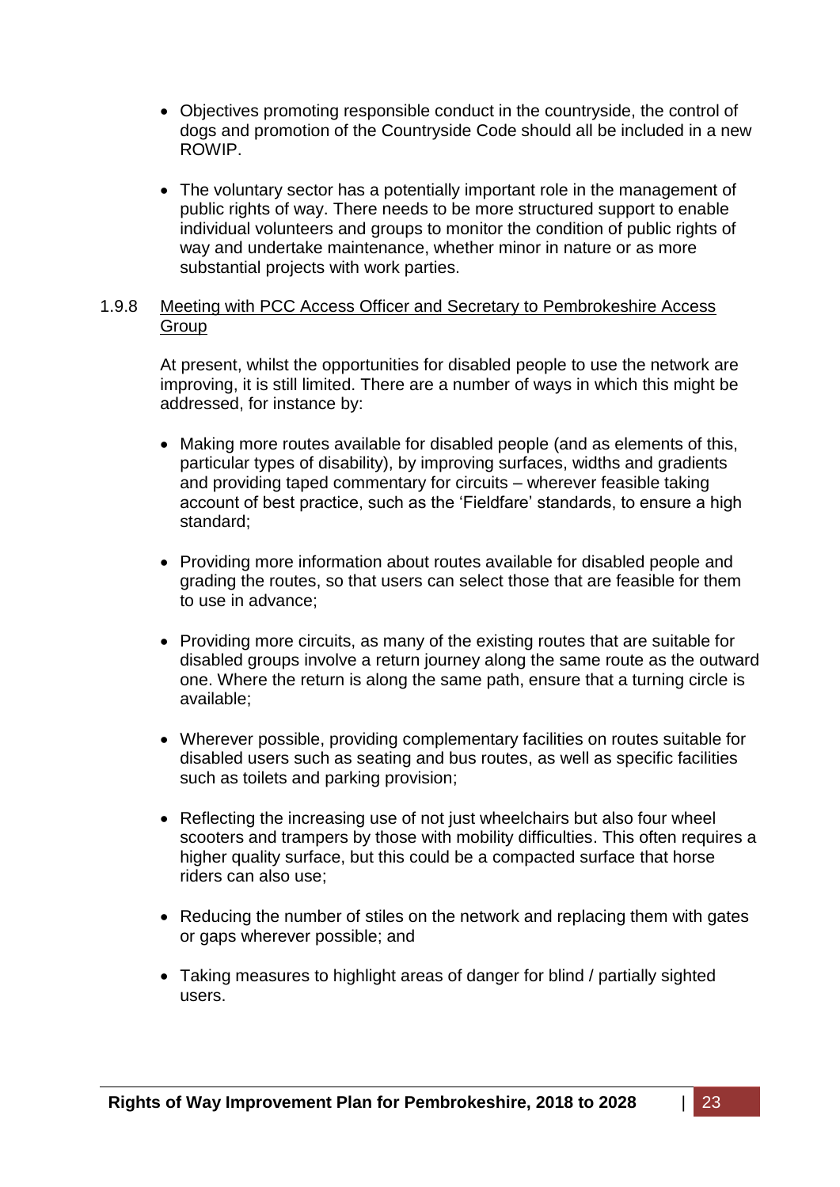- Objectives promoting responsible conduct in the countryside, the control of dogs and promotion of the Countryside Code should all be included in a new ROWIP.

- The voluntary sector has a potentially important role in the management of public rights of way. There needs to be more structured support to enable individual volunteers and groups to monitor the condition of public rights of way and undertake maintenance, whether minor in nature or as more substantial projects with work parties.

#### 1.9.8 Meeting with PCC Access Officer and Secretary to Pembrokeshire Access Group

At present, whilst the opportunities for disabled people to use the network are improving, it is still limited. There are a number of ways in which this might be addressed, for instance by:

- Making more routes available for disabled people (and as elements of this, particular types of disability), by improving surfaces, widths and gradients and providing taped commentary for circuits – wherever feasible taking account of best practice, such as the 'Fieldfare' standards, to ensure a high standard;

- Providing more information about routes available for disabled people and grading the routes, so that users can select those that are feasible for them to use in advance;

- Providing more circuits, as many of the existing routes that are suitable for disabled groups involve a return journey along the same route as the outward one. Where the return is along the same path, ensure that a turning circle is available;

- Wherever possible, providing complementary facilities on routes suitable for disabled users such as seating and bus routes, as well as specific facilities such as toilets and parking provision;

- Reflecting the increasing use of not just wheelchairs but also four wheel scooters and trampers by those with mobility difficulties. This often requires a higher quality surface, but this could be a compacted surface that horse riders can also use;

- Reducing the number of stiles on the network and replacing them with gates or gaps wherever possible; and

- Taking measures to highlight areas of danger for blind / partially sighted users.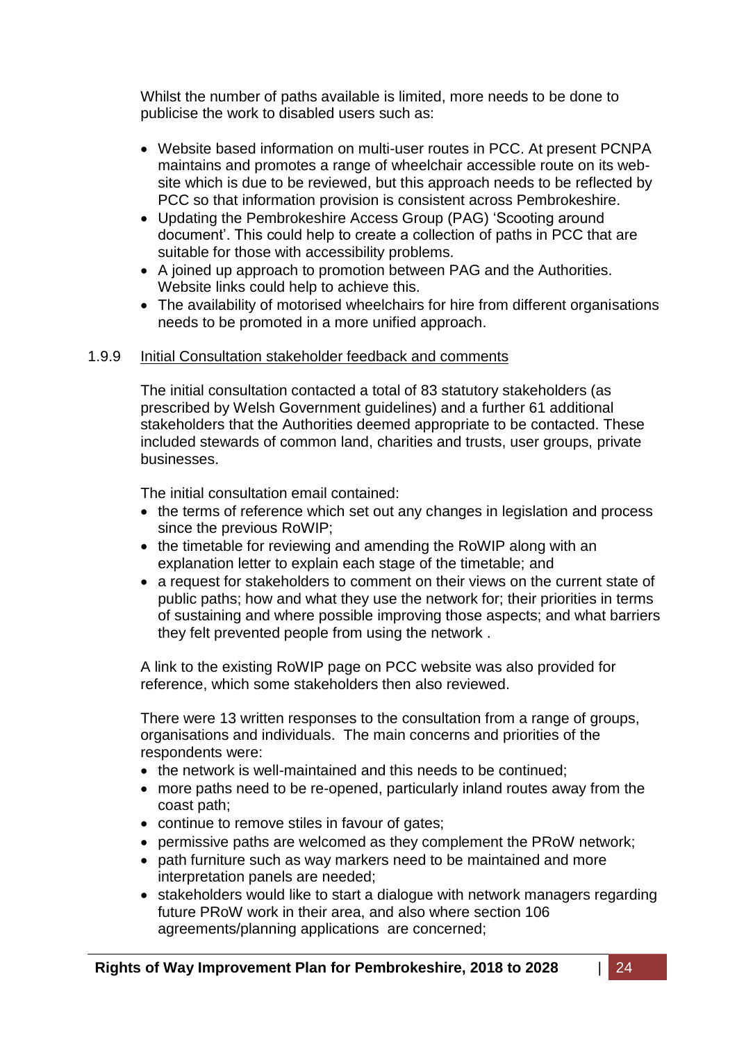Whilst the number of paths available is limited, more needs to be done to publicise the work to disabled users such as:

- Website based information on multi-user routes in PCC. At present PCNPA maintains and promotes a range of wheelchair accessible route on its web-site which is due to be reviewed, but this approach needs to be reflected by PCC so that information provision is consistent across Pembrokeshire.
- Updating the Pembrokeshire Access Group (PAG) 'Scooting around document'. This could help to create a collection of paths in PCC that are suitable for those with accessibility problems.
- A joined up approach to promotion between PAG and the Authorities. Website links could help to achieve this.
- The availability of motorised wheelchairs for hire from different organisations needs to be promoted in a more unified approach.

1.9.9 Initial Consultation stakeholder feedback and comments

The initial consultation contacted a total of 83 statutory stakeholders (as prescribed by Welsh Government guidelines) and a further 61 additional stakeholders that the Authorities deemed appropriate to be contacted. These included stewards of common land, charities and trusts, user groups, private businesses.

The initial consultation email contained:

- the terms of reference which set out any changes in legislation and process since the previous RoWIP;
- the timetable for reviewing and amending the RoWIP along with an explanation letter to explain each stage of the timetable; and
- a request for stakeholders to comment on their views on the current state of public paths; how and what they use the network for; their priorities in terms of sustaining and where possible improving those aspects; and what barriers they felt prevented people from using the network .

A link to the existing RoWIP page on PCC website was also provided for reference, which some stakeholders then also reviewed.

There were 13 written responses to the consultation from a range of groups, organisations and individuals. The main concerns and priorities of the respondents were:

- the network is well-maintained and this needs to be continued;
- more paths need to be re-opened, particularly inland routes away from the coast path;
- continue to remove stiles in favour of gates;
- permissive paths are welcomed as they complement the PRoW network;
- path furniture such as way markers need to be maintained and more interpretation panels are needed;
- stakeholders would like to start a dialogue with network managers regarding future PRoW work in their area, and also where section 106 agreements/planning applications are concerned;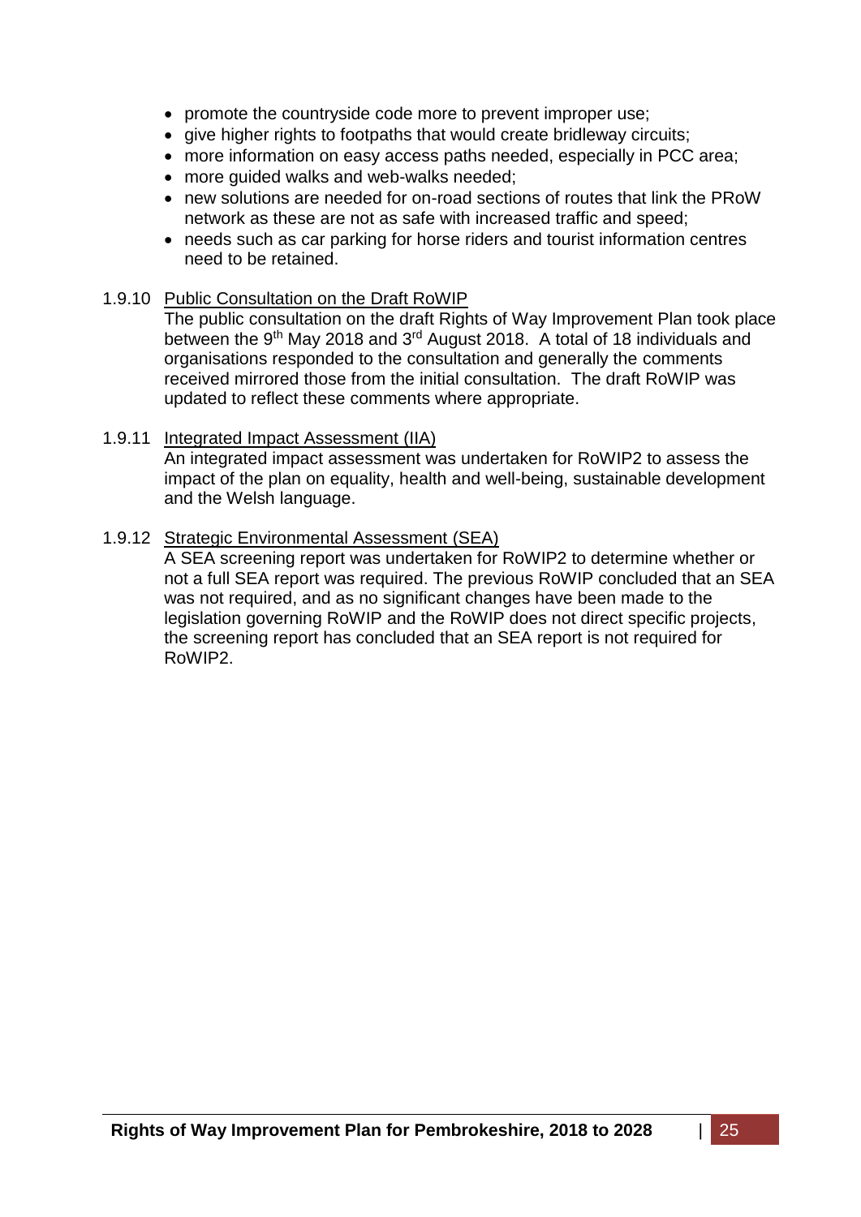- promote the countryside code more to prevent improper use;
- give higher rights to footpaths that would create bridleway circuits;
- more information on easy access paths needed, especially in PCC area;
- more guided walks and web-walks needed;
- new solutions are needed for on-road sections of routes that link the PRoW network as these are not as safe with increased traffic and speed;
- needs such as car parking for horse riders and tourist information centres need to be retained.

1.9.10 Public Consultation on the Draft RoWIP

The public consultation on the draft Rights of Way Improvement Plan took place between the 9th May 2018 and 3rd August 2018. A total of 18 individuals and organisations responded to the consultation and generally the comments received mirrored those from the initial consultation. The draft RoWIP was updated to reflect these comments where appropriate.

1.9.11 Integrated Impact Assessment (IIA)

An integrated impact assessment was undertaken for RoWIP2 to assess the impact of the plan on equality, health and well-being, sustainable development and the Welsh language.

1.9.12 Strategic Environmental Assessment (SEA)

A SEA screening report was undertaken for RoWIP2 to determine whether or not a full SEA report was required. The previous RoWIP concluded that an SEA was not required, and as no significant changes have been made to the legislation governing RoWIP and the RoWIP does not direct specific projects, the screening report has concluded that an SEA report is not required for RoWIP2.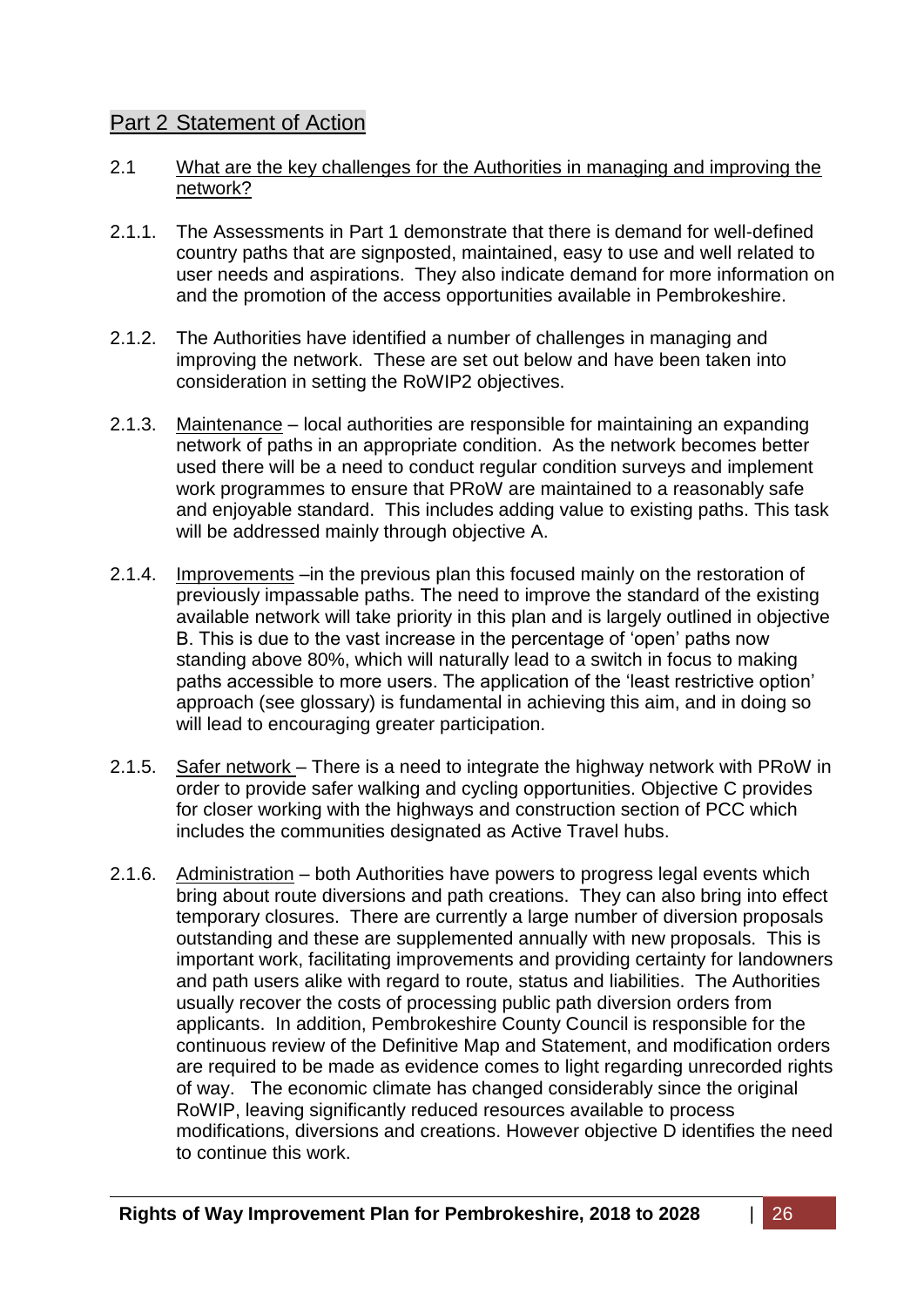## Part 2 Statement of Action

### 2.1 What are the key challenges for the Authorities in managing and improving the network?

2.1.1. The Assessments in Part 1 demonstrate that there is demand for well-defined country paths that are signposted, maintained, easy to use and well related to user needs and aspirations. They also indicate demand for more information on and the promotion of the access opportunities available in Pembrokeshire.

2.1.2. The Authorities have identified a number of challenges in managing and improving the network. These are set out below and have been taken into consideration in setting the RoWIP2 objectives.

2.1.3. Maintenance – local authorities are responsible for maintaining an expanding network of paths in an appropriate condition. As the network becomes better used there will be a need to conduct regular condition surveys and implement work programmes to ensure that PRoW are maintained to a reasonably safe and enjoyable standard. This includes adding value to existing paths. This task will be addressed mainly through objective A.

2.1.4. Improvements –in the previous plan this focused mainly on the restoration of previously impassable paths. The need to improve the standard of the existing available network will take priority in this plan and is largely outlined in objective B. This is due to the vast increase in the percentage of 'open' paths now standing above 80%, which will naturally lead to a switch in focus to making paths accessible to more users. The application of the 'least restrictive option' approach (see glossary) is fundamental in achieving this aim, and in doing so will lead to encouraging greater participation.

2.1.5. Safer network – There is a need to integrate the highway network with PRoW in order to provide safer walking and cycling opportunities. Objective C provides for closer working with the highways and construction section of PCC which includes the communities designated as Active Travel hubs.

2.1.6. Administration – both Authorities have powers to progress legal events which bring about route diversions and path creations. They can also bring into effect temporary closures. There are currently a large number of diversion proposals outstanding and these are supplemented annually with new proposals. This is important work, facilitating improvements and providing certainty for landowners and path users alike with regard to route, status and liabilities. The Authorities usually recover the costs of processing public path diversion orders from applicants. In addition, Pembrokeshire County Council is responsible for the continuous review of the Definitive Map and Statement, and modification orders are required to be made as evidence comes to light regarding unrecorded rights of way. The economic climate has changed considerably since the original RoWIP, leaving significantly reduced resources available to process modifications, diversions and creations. However objective D identifies the need to continue this work.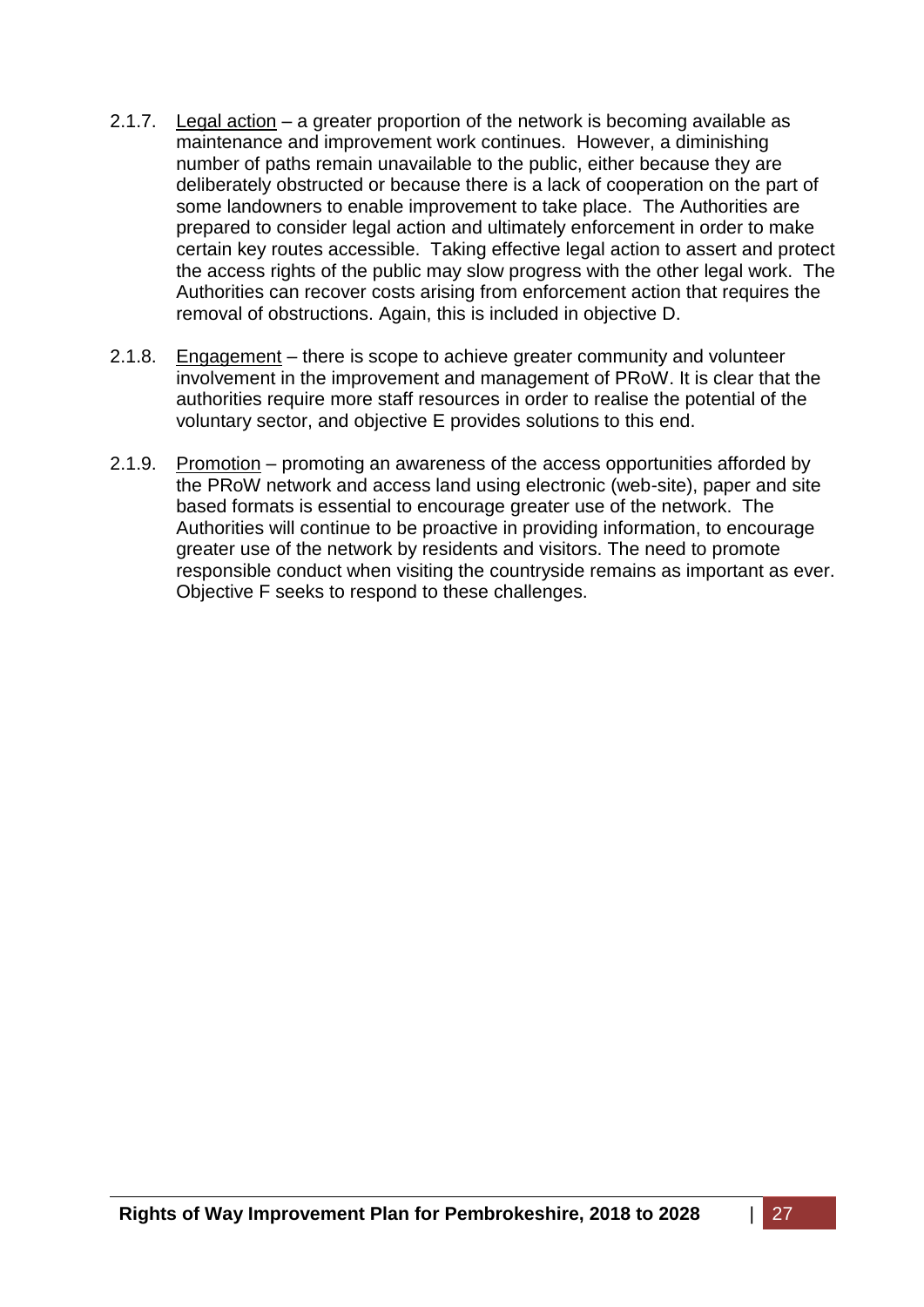2.1.7. Legal action – a greater proportion of the network is becoming available as maintenance and improvement work continues. However, a diminishing number of paths remain unavailable to the public, either because they are deliberately obstructed or because there is a lack of cooperation on the part of some landowners to enable improvement to take place. The Authorities are prepared to consider legal action and ultimately enforcement in order to make certain key routes accessible. Taking effective legal action to assert and protect the access rights of the public may slow progress with the other legal work. The Authorities can recover costs arising from enforcement action that requires the removal of obstructions. Again, this is included in objective D.

2.1.8. Engagement – there is scope to achieve greater community and volunteer involvement in the improvement and management of PRoW. It is clear that the authorities require more staff resources in order to realise the potential of the voluntary sector, and objective E provides solutions to this end.

2.1.9. Promotion – promoting an awareness of the access opportunities afforded by the PRoW network and access land using electronic (web-site), paper and site based formats is essential to encourage greater use of the network. The Authorities will continue to be proactive in providing information, to encourage greater use of the network by residents and visitors. The need to promote responsible conduct when visiting the countryside remains as important as ever. Objective F seeks to respond to these challenges.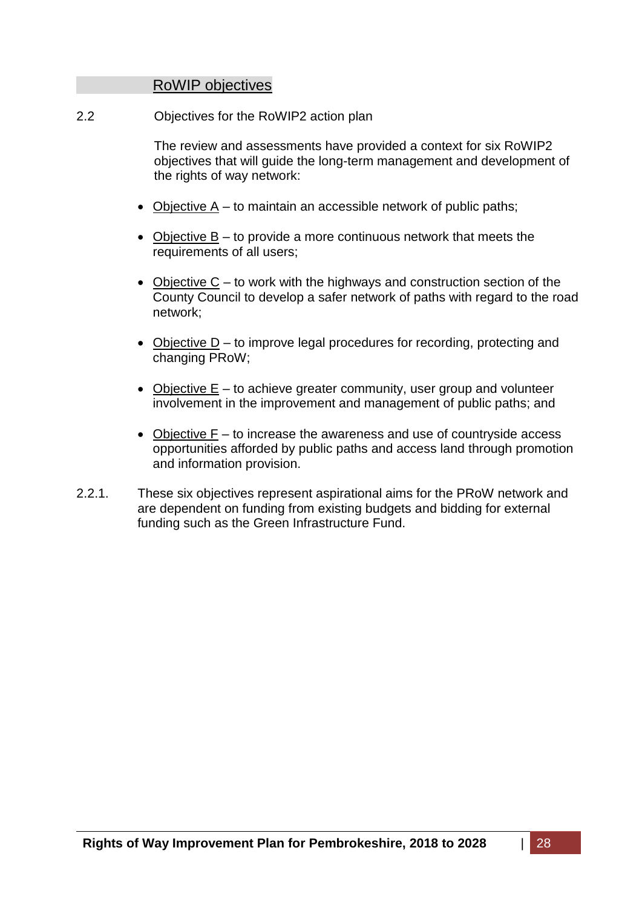## RoWIP objectives

### 2.2 Objectives for the RoWIP2 action plan

The review and assessments have provided a context for six RoWIP2 objectives that will guide the long-term management and development of the rights of way network:

- Objective A – to maintain an accessible network of public paths;
- Objective B – to provide a more continuous network that meets the requirements of all users;
- Objective C – to work with the highways and construction section of the County Council to develop a safer network of paths with regard to the road network;
- Objective D – to improve legal procedures for recording, protecting and changing PRoW;
- Objective E – to achieve greater community, user group and volunteer involvement in the improvement and management of public paths; and
- Objective F – to increase the awareness and use of countryside access opportunities afforded by public paths and access land through promotion and information provision.

2.2.1. These six objectives represent aspirational aims for the PRoW network and are dependent on funding from existing budgets and bidding for external funding such as the Green Infrastructure Fund.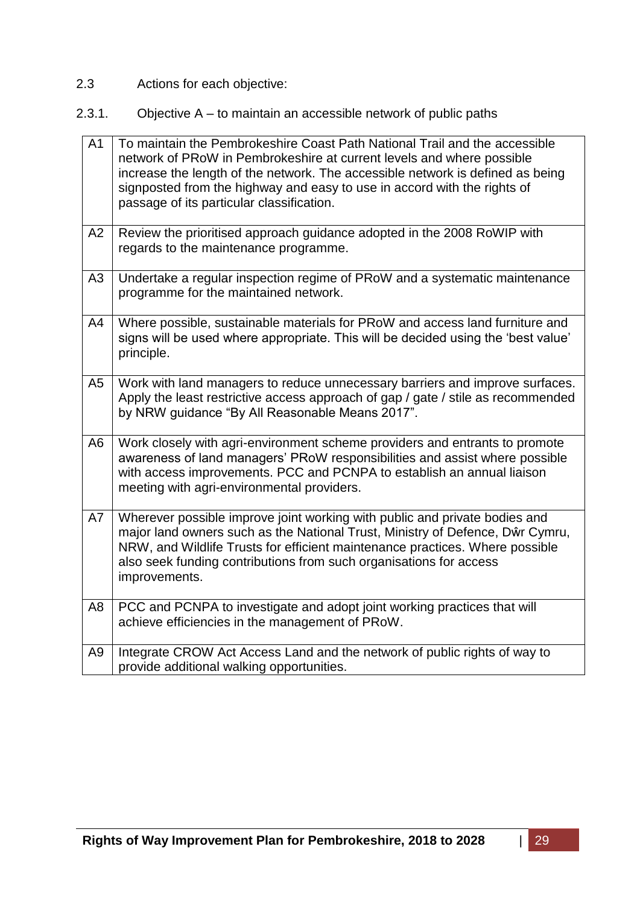2.3 Actions for each objective:

2.3.1. Objective A – to maintain an accessible network of public paths

| | |
|---|---|
| A1 | To maintain the Pembrokeshire Coast Path National Trail and the accessible network of PRoW in Pembrokeshire at current levels and where possible increase the length of the network. The accessible network is defined as being signposted from the highway and easy to use in accord with the rights of passage of its particular classification. |
| A2 | Review the prioritised approach guidance adopted in the 2008 RoWIP with regards to the maintenance programme. |
| A3 | Undertake a regular inspection regime of PRoW and a systematic maintenance programme for the maintained network. |
| A4 | Where possible, sustainable materials for PRoW and access land furniture and signs will be used where appropriate. This will be decided using the 'best value' principle. |
| A5 | Work with land managers to reduce unnecessary barriers and improve surfaces. Apply the least restrictive access approach of gap / gate / stile as recommended by NRW guidance "By All Reasonable Means 2017". |
| A6 | Work closely with agri-environment scheme providers and entrants to promote awareness of land managers' PRoW responsibilities and assist where possible with access improvements. PCC and PCNPA to establish an annual liaison meeting with agri-environmental providers. |
| A7 | Wherever possible improve joint working with public and private bodies and major land owners such as the National Trust, Ministry of Defence, Dŵr Cymru, NRW, and Wildlife Trusts for efficient maintenance practices. Where possible also seek funding contributions from such organisations for access improvements. |
| A8 | PCC and PCNPA to investigate and adopt joint working practices that will achieve efficiencies in the management of PRoW. |
| A9 | Integrate CROW Act Access Land and the network of public rights of way to provide additional walking opportunities. |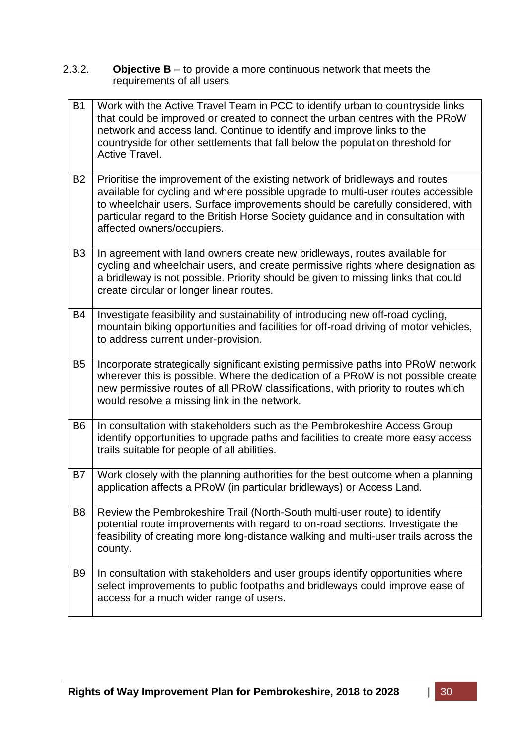2.3.2. **Objective B** – to provide a more continuous network that meets the requirements of all users

| | |
|---|---|
| B1 | Work with the Active Travel Team in PCC to identify urban to countryside links that could be improved or created to connect the urban centres with the PRoW network and access land. Continue to identify and improve links to the countryside for other settlements that fall below the population threshold for Active Travel. |
| B2 | Prioritise the improvement of the existing network of bridleways and routes available for cycling and where possible upgrade to multi-user routes accessible to wheelchair users. Surface improvements should be carefully considered, with particular regard to the British Horse Society guidance and in consultation with affected owners/occupiers. |
| B3 | In agreement with land owners create new bridleways, routes available for cycling and wheelchair users, and create permissive rights where designation as a bridleway is not possible. Priority should be given to missing links that could create circular or longer linear routes. |
| B4 | Investigate feasibility and sustainability of introducing new off-road cycling, mountain biking opportunities and facilities for off-road driving of motor vehicles, to address current under-provision. |
| B5 | Incorporate strategically significant existing permissive paths into PRoW network wherever this is possible. Where the dedication of a PRoW is not possible create new permissive routes of all PRoW classifications, with priority to routes which would resolve a missing link in the network. |
| B6 | In consultation with stakeholders such as the Pembrokeshire Access Group identify opportunities to upgrade paths and facilities to create more easy access trails suitable for people of all abilities. |
| B7 | Work closely with the planning authorities for the best outcome when a planning application affects a PRoW (in particular bridleways) or Access Land. |
| B8 | Review the Pembrokeshire Trail (North-South multi-user route) to identify potential route improvements with regard to on-road sections. Investigate the feasibility of creating more long-distance walking and multi-user trails across the county. |
| B9 | In consultation with stakeholders and user groups identify opportunities where select improvements to public footpaths and bridleways could improve ease of access for a much wider range of users. |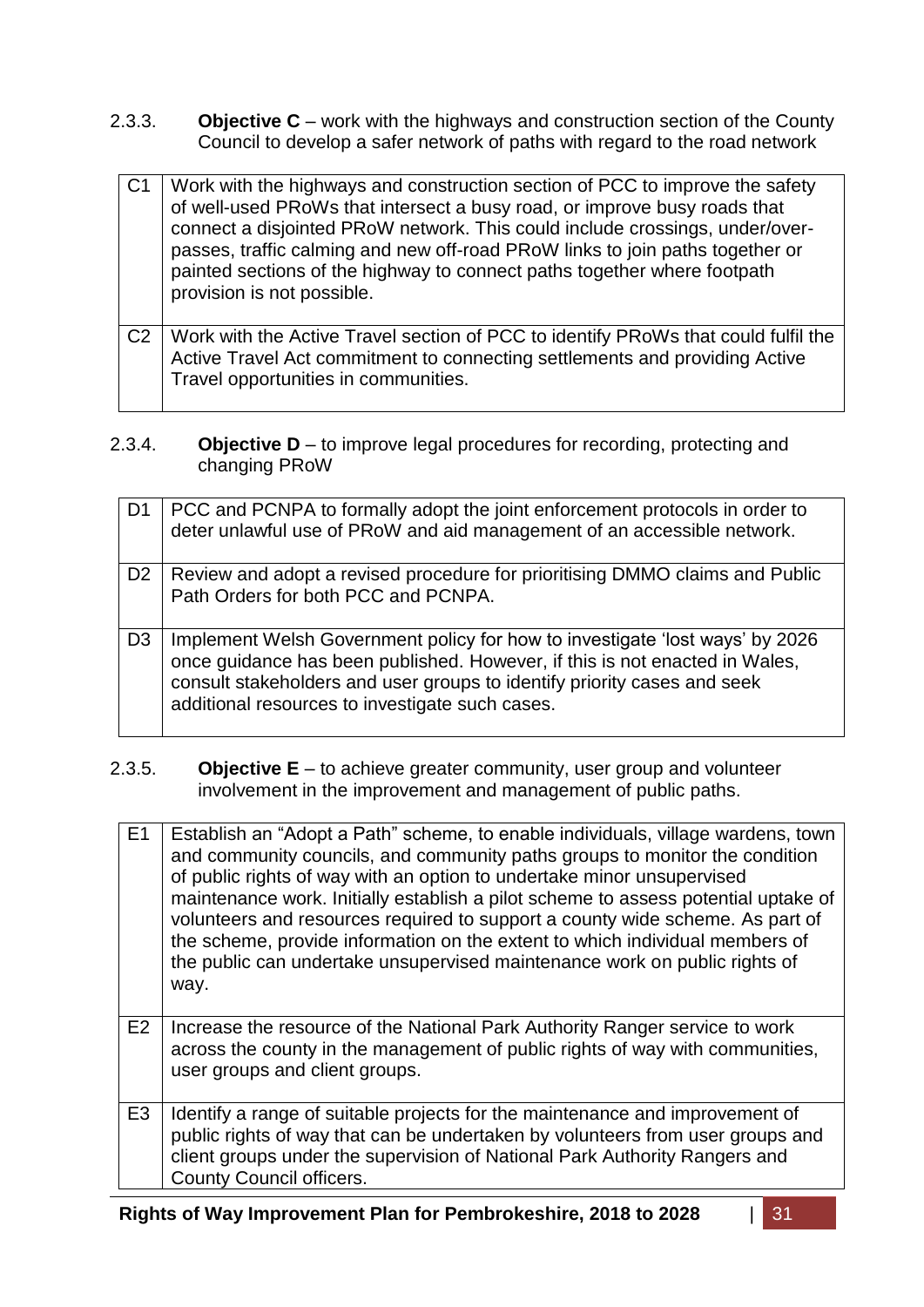2.3.3. **Objective C** – work with the highways and construction section of the County Council to develop a safer network of paths with regard to the road network

| | |
|---|---|
| C1 | Work with the highways and construction section of PCC to improve the safety of well-used PRoWs that intersect a busy road, or improve busy roads that connect a disjointed PRoW network. This could include crossings, under/over-passes, traffic calming and new off-road PRoW links to join paths together or painted sections of the highway to connect paths together where footpath provision is not possible. |
| C2 | Work with the Active Travel section of PCC to identify PRoWs that could fulfil the Active Travel Act commitment to connecting settlements and providing Active Travel opportunities in communities. |

2.3.4. **Objective D** – to improve legal procedures for recording, protecting and changing PRoW

| | |
|---|---|
| D1 | PCC and PCNPA to formally adopt the joint enforcement protocols in order to deter unlawful use of PRoW and aid management of an accessible network. |
| D2 | Review and adopt a revised procedure for prioritising DMMO claims and Public Path Orders for both PCC and PCNPA. |
| D3 | Implement Welsh Government policy for how to investigate 'lost ways' by 2026 once guidance has been published. However, if this is not enacted in Wales, consult stakeholders and user groups to identify priority cases and seek additional resources to investigate such cases. |

2.3.5. **Objective E** – to achieve greater community, user group and volunteer involvement in the improvement and management of public paths.

| | |
|---|---|
| E1 | Establish an "Adopt a Path" scheme, to enable individuals, village wardens, town and community councils, and community paths groups to monitor the condition of public rights of way with an option to undertake minor unsupervised maintenance work. Initially establish a pilot scheme to assess potential uptake of volunteers and resources required to support a county wide scheme. As part of the scheme, provide information on the extent to which individual members of the public can undertake unsupervised maintenance work on public rights of way. |
| E2 | Increase the resource of the National Park Authority Ranger service to work across the county in the management of public rights of way with communities, user groups and client groups. |
| E3 | Identify a range of suitable projects for the maintenance and improvement of public rights of way that can be undertaken by volunteers from user groups and client groups under the supervision of National Park Authority Rangers and County Council officers. |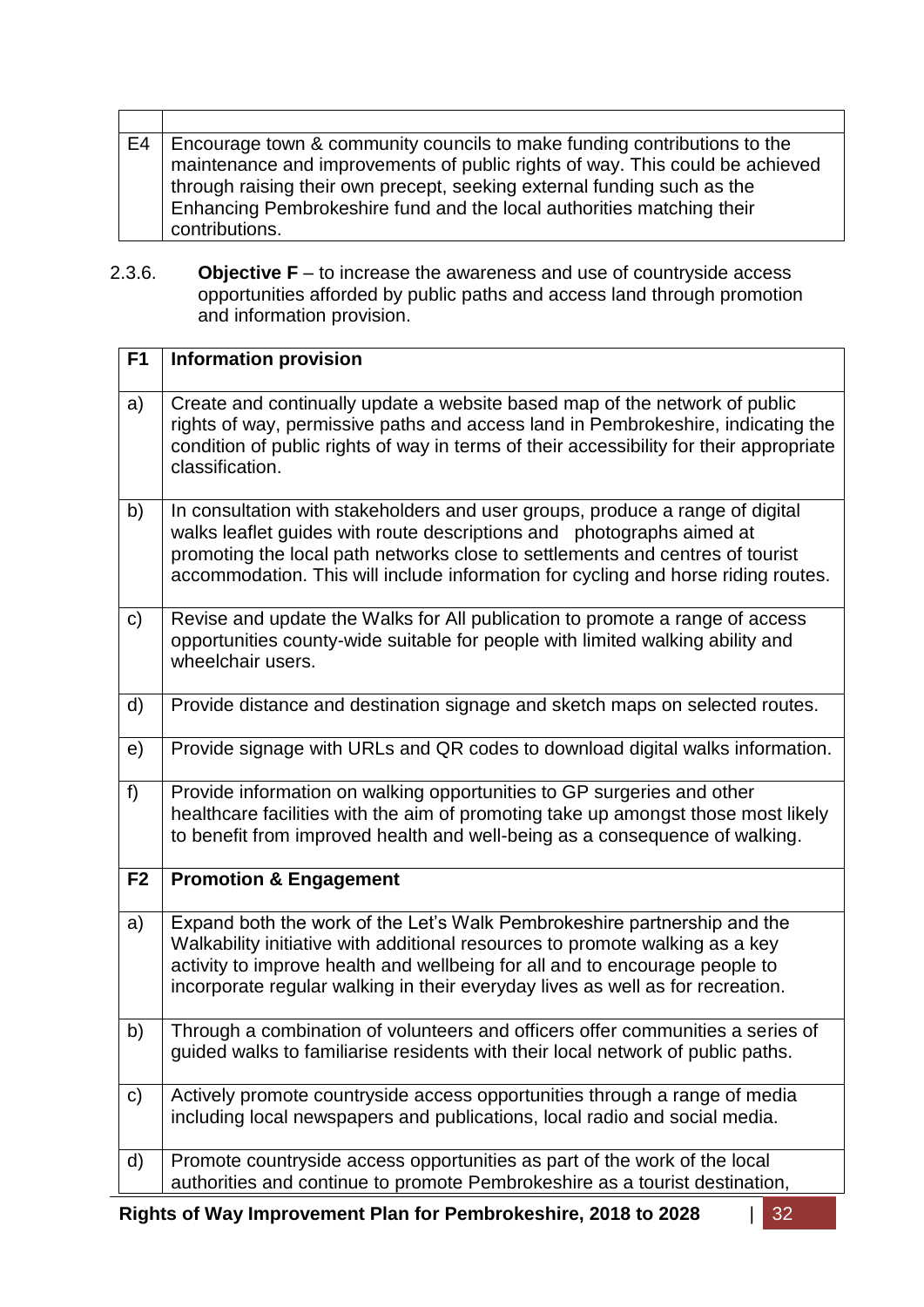|  |  |
| --- | --- |
| E4 | Encourage town & community councils to make funding contributions to the maintenance and improvements of public rights of way. This could be achieved through raising their own precept, seeking external funding such as the Enhancing Pembrokeshire fund and the local authorities matching their contributions. |

2.3.6. **Objective F** – to increase the awareness and use of countryside access opportunities afforded by public paths and access land through promotion and information provision.

| **F1** | **Information provision** |
| --- | --- |
| a) | Create and continually update a website based map of the network of public rights of way, permissive paths and access land in Pembrokeshire, indicating the condition of public rights of way in terms of their accessibility for their appropriate classification. |
| b) | In consultation with stakeholders and user groups, produce a range of digital walks leaflet guides with route descriptions and photographs aimed at promoting the local path networks close to settlements and centres of tourist accommodation. This will include information for cycling and horse riding routes. |
| c) | Revise and update the Walks for All publication to promote a range of access opportunities county-wide suitable for people with limited walking ability and wheelchair users. |
| d) | Provide distance and destination signage and sketch maps on selected routes. |
| e) | Provide signage with URLs and QR codes to download digital walks information. |
| f) | Provide information on walking opportunities to GP surgeries and other healthcare facilities with the aim of promoting take up amongst those most likely to benefit from improved health and well-being as a consequence of walking. |
| **F2** | **Promotion & Engagement** |
| a) | Expand both the work of the Let's Walk Pembrokeshire partnership and the Walkability initiative with additional resources to promote walking as a key activity to improve health and wellbeing for all and to encourage people to incorporate regular walking in their everyday lives as well as for recreation. |
| b) | Through a combination of volunteers and officers offer communities a series of guided walks to familiarise residents with their local network of public paths. |
| c) | Actively promote countryside access opportunities through a range of media including local newspapers and publications, local radio and social media. |
| d) | Promote countryside access opportunities as part of the work of the local authorities and continue to promote Pembrokeshire as a tourist destination, |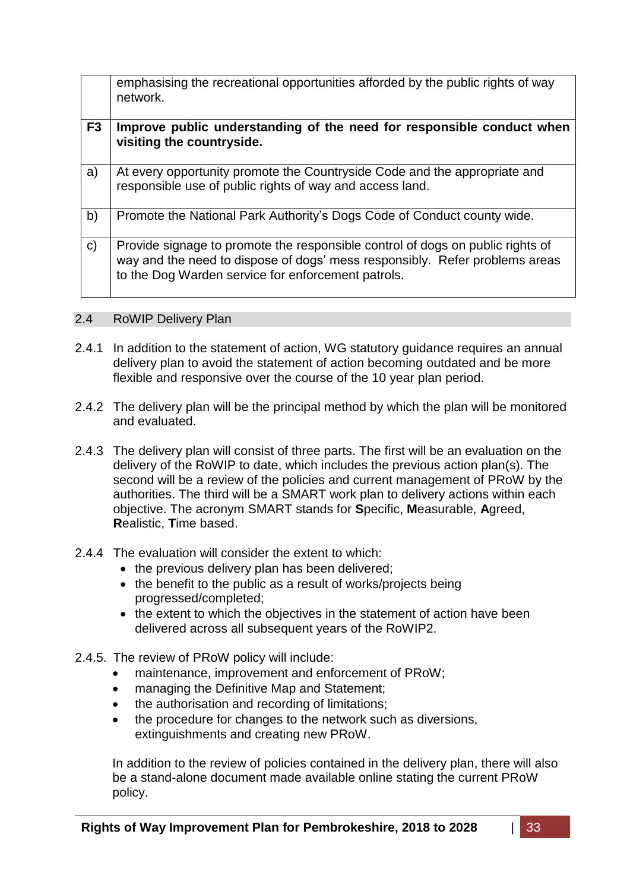| | |
|---|---|
| | emphasising the recreational opportunities afforded by the public rights of way network. |
| **F3** | **Improve public understanding of the need for responsible conduct when visiting the countryside.** |
| a) | At every opportunity promote the Countryside Code and the appropriate and responsible use of public rights of way and access land. |
| b) | Promote the National Park Authority's Dogs Code of Conduct county wide. |
| c) | Provide signage to promote the responsible control of dogs on public rights of way and the need to dispose of dogs' mess responsibly. Refer problems areas to the Dog Warden service for enforcement patrols. |

## 2.4 RoWIP Delivery Plan

2.4.1 In addition to the statement of action, WG statutory guidance requires an annual delivery plan to avoid the statement of action becoming outdated and be more flexible and responsive over the course of the 10 year plan period.

2.4.2 The delivery plan will be the principal method by which the plan will be monitored and evaluated.

2.4.3 The delivery plan will consist of three parts. The first will be an evaluation on the delivery of the RoWIP to date, which includes the previous action plan(s). The second will be a review of the policies and current management of PRoW by the authorities. The third will be a SMART work plan to delivery actions within each objective. The acronym SMART stands for **S**pecific, **M**easurable, **A**greed, **R**ealistic, **T**ime based.

2.4.4 The evaluation will consider the extent to which:

- the previous delivery plan has been delivered;
- the benefit to the public as a result of works/projects being progressed/completed;
- the extent to which the objectives in the statement of action have been delivered across all subsequent years of the RoWIP2.

2.4.5. The review of PRoW policy will include:

- maintenance, improvement and enforcement of PRoW;
- managing the Definitive Map and Statement;
- the authorisation and recording of limitations;
- the procedure for changes to the network such as diversions, extinguishments and creating new PRoW.

In addition to the review of policies contained in the delivery plan, there will also be a stand-alone document made available online stating the current PRoW policy.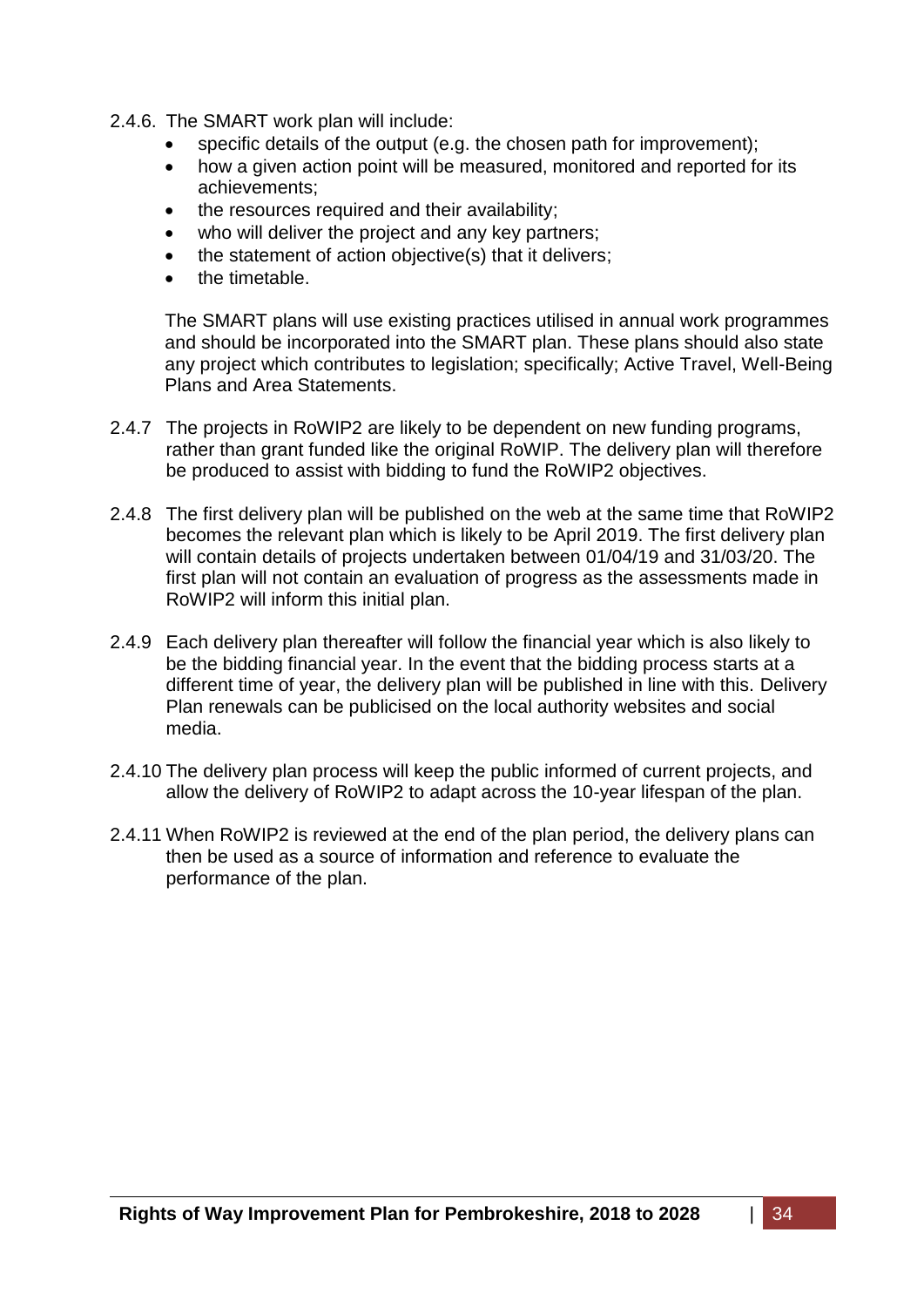2.4.6. The SMART work plan will include:

- specific details of the output (e.g. the chosen path for improvement);
- how a given action point will be measured, monitored and reported for its achievements;
- the resources required and their availability;
- who will deliver the project and any key partners;
- the statement of action objective(s) that it delivers;
- the timetable.

The SMART plans will use existing practices utilised in annual work programmes and should be incorporated into the SMART plan. These plans should also state any project which contributes to legislation; specifically; Active Travel, Well-Being Plans and Area Statements.

2.4.7 The projects in RoWIP2 are likely to be dependent on new funding programs, rather than grant funded like the original RoWIP. The delivery plan will therefore be produced to assist with bidding to fund the RoWIP2 objectives.

2.4.8 The first delivery plan will be published on the web at the same time that RoWIP2 becomes the relevant plan which is likely to be April 2019. The first delivery plan will contain details of projects undertaken between 01/04/19 and 31/03/20. The first plan will not contain an evaluation of progress as the assessments made in RoWIP2 will inform this initial plan.

2.4.9 Each delivery plan thereafter will follow the financial year which is also likely to be the bidding financial year. In the event that the bidding process starts at a different time of year, the delivery plan will be published in line with this. Delivery Plan renewals can be publicised on the local authority websites and social media.

2.4.10 The delivery plan process will keep the public informed of current projects, and allow the delivery of RoWIP2 to adapt across the 10-year lifespan of the plan.

2.4.11 When RoWIP2 is reviewed at the end of the plan period, the delivery plans can then be used as a source of information and reference to evaluate the performance of the plan.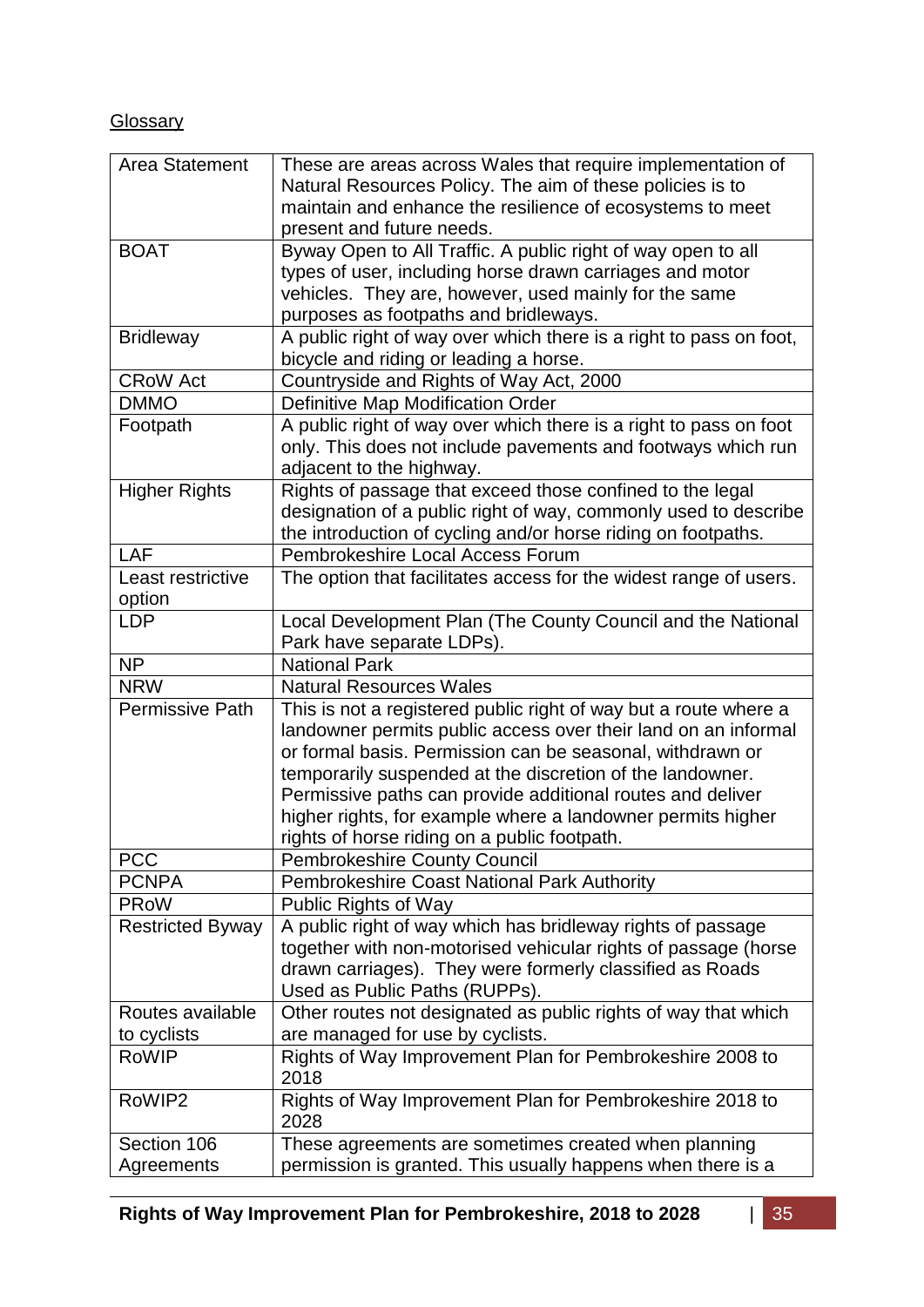Glossary

| | |
|---|---|
| Area Statement | These are areas across Wales that require implementation of Natural Resources Policy. The aim of these policies is to maintain and enhance the resilience of ecosystems to meet present and future needs. |
| BOAT | Byway Open to All Traffic. A public right of way open to all types of user, including horse drawn carriages and motor vehicles. They are, however, used mainly for the same purposes as footpaths and bridleways. |
| Bridleway | A public right of way over which there is a right to pass on foot, bicycle and riding or leading a horse. |
| CRoW Act | Countryside and Rights of Way Act, 2000 |
| DMMO | Definitive Map Modification Order |
| Footpath | A public right of way over which there is a right to pass on foot only. This does not include pavements and footways which run adjacent to the highway. |
| Higher Rights | Rights of passage that exceed those confined to the legal designation of a public right of way, commonly used to describe the introduction of cycling and/or horse riding on footpaths. |
| LAF | Pembrokeshire Local Access Forum |
| Least restrictive option | The option that facilitates access for the widest range of users. |
| LDP | Local Development Plan (The County Council and the National Park have separate LDPs). |
| NP | National Park |
| NRW | Natural Resources Wales |
| Permissive Path | This is not a registered public right of way but a route where a landowner permits public access over their land on an informal or formal basis. Permission can be seasonal, withdrawn or temporarily suspended at the discretion of the landowner. Permissive paths can provide additional routes and deliver higher rights, for example where a landowner permits higher rights of horse riding on a public footpath. |
| PCC | Pembrokeshire County Council |
| PCNPA | Pembrokeshire Coast National Park Authority |
| PRoW | Public Rights of Way |
| Restricted Byway | A public right of way which has bridleway rights of passage together with non-motorised vehicular rights of passage (horse drawn carriages). They were formerly classified as Roads Used as Public Paths (RUPPs). |
| Routes available to cyclists | Other routes not designated as public rights of way that which are managed for use by cyclists. |
| RoWIP | Rights of Way Improvement Plan for Pembrokeshire 2008 to 2018 |
| RoWIP2 | Rights of Way Improvement Plan for Pembrokeshire 2018 to 2028 |
| Section 106 Agreements | These agreements are sometimes created when planning permission is granted. This usually happens when there is a |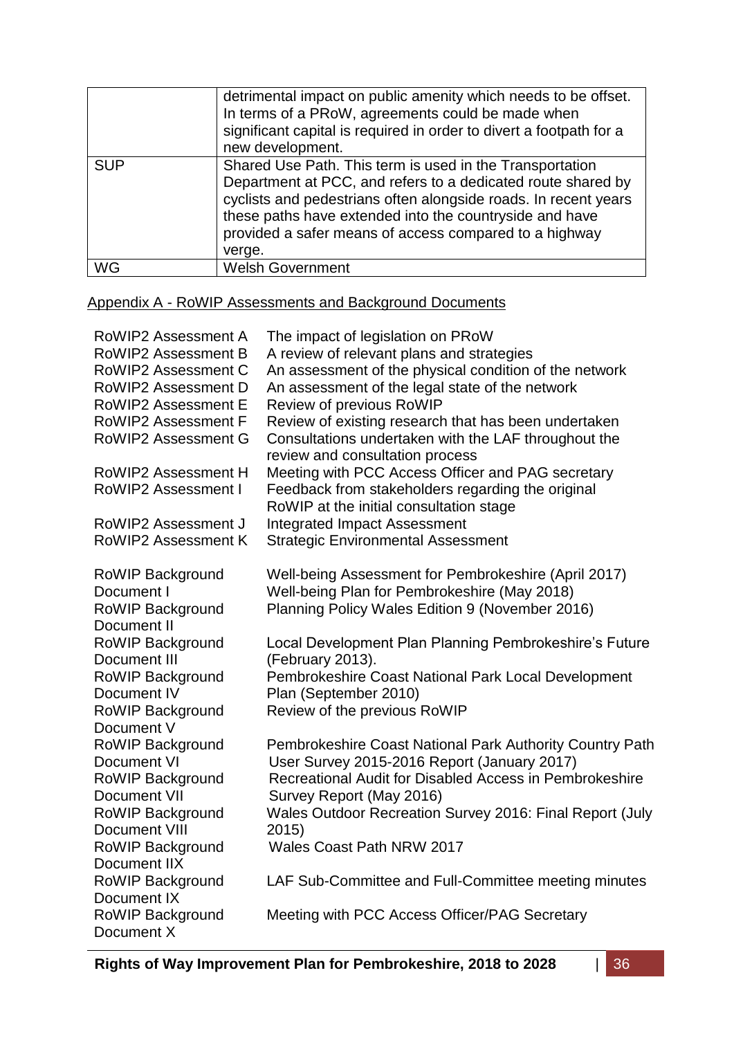| | |
|---|---|
| | detrimental impact on public amenity which needs to be offset. In terms of a PRoW, agreements could be made when significant capital is required in order to divert a footpath for a new development. |
| SUP | Shared Use Path. This term is used in the Transportation Department at PCC, and refers to a dedicated route shared by cyclists and pedestrians often alongside roads. In recent years these paths have extended into the countryside and have provided a safer means of access compared to a highway verge. |
| WG | Welsh Government |

## Appendix A - RoWIP Assessments and Background Documents

| | |
|---|---|
| RoWIP2 Assessment A | The impact of legislation on PRoW |
| RoWIP2 Assessment B | A review of relevant plans and strategies |
| RoWIP2 Assessment C | An assessment of the physical condition of the network |
| RoWIP2 Assessment D | An assessment of the legal state of the network |
| RoWIP2 Assessment E | Review of previous RoWIP |
| RoWIP2 Assessment F | Review of existing research that has been undertaken |
| RoWIP2 Assessment G | Consultations undertaken with the LAF throughout the review and consultation process |
| RoWIP2 Assessment H | Meeting with PCC Access Officer and PAG secretary |
| RoWIP2 Assessment I | Feedback from stakeholders regarding the original RoWIP at the initial consultation stage |
| RoWIP2 Assessment J | Integrated Impact Assessment |
| RoWIP2 Assessment K | Strategic Environmental Assessment |

| | |
|---|---|
| RoWIP Background Document I | Well-being Assessment for Pembrokeshire (April 2017) Well-being Plan for Pembrokeshire (May 2018) |
| RoWIP Background Document II | Planning Policy Wales Edition 9 (November 2016) |
| RoWIP Background Document III | Local Development Plan Planning Pembrokeshire's Future (February 2013). |
| RoWIP Background Document IV | Pembrokeshire Coast National Park Local Development Plan (September 2010) |
| RoWIP Background Document V | Review of the previous RoWIP |
| RoWIP Background Document VI | Pembrokeshire Coast National Park Authority Country Path User Survey 2015-2016 Report (January 2017) |
| RoWIP Background Document VII | Recreational Audit for Disabled Access in Pembrokeshire Survey Report (May 2016) |
| RoWIP Background Document VIII | Wales Outdoor Recreation Survey 2016: Final Report (July 2015) |
| RoWIP Background Document IIX | Wales Coast Path NRW 2017 |
| RoWIP Background Document IX | LAF Sub-Committee and Full-Committee meeting minutes |
| RoWIP Background Document X | Meeting with PCC Access Officer/PAG Secretary |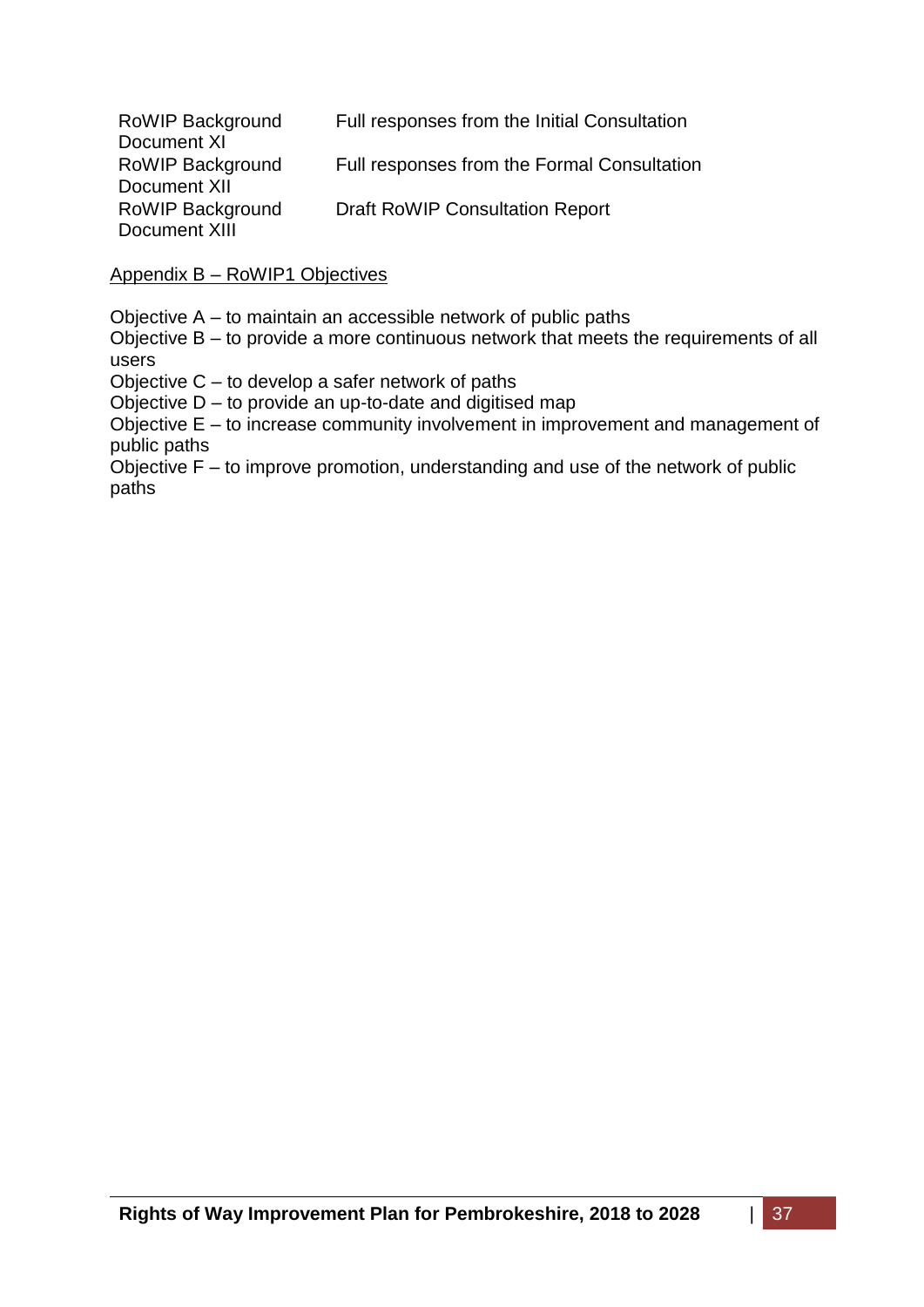| | |
|---|---|
| RoWIP Background Document XI | Full responses from the Initial Consultation |
| RoWIP Background Document XII | Full responses from the Formal Consultation |
| RoWIP Background Document XIII | Draft RoWIP Consultation Report |

<u>Appendix B – RoWIP1 Objectives</u>

Objective A – to maintain an accessible network of public paths
Objective B – to provide a more continuous network that meets the requirements of all users
Objective C – to develop a safer network of paths
Objective D – to provide an up-to-date and digitised map
Objective E – to increase community involvement in improvement and management of public paths
Objective F – to improve promotion, understanding and use of the network of public paths